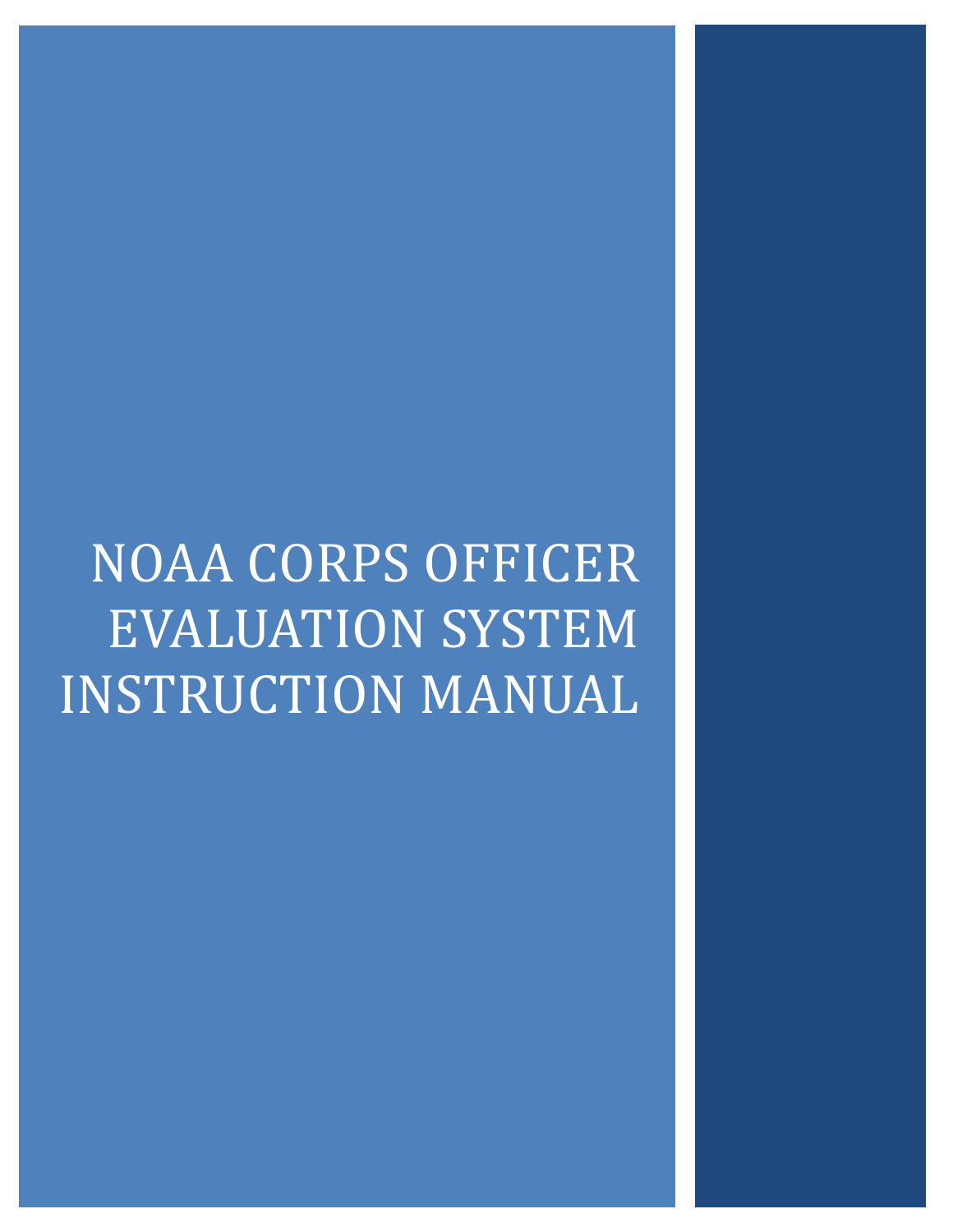# NOAA CORPS OFFICER EVALUATION SYSTEM INSTRUCTION MANUAL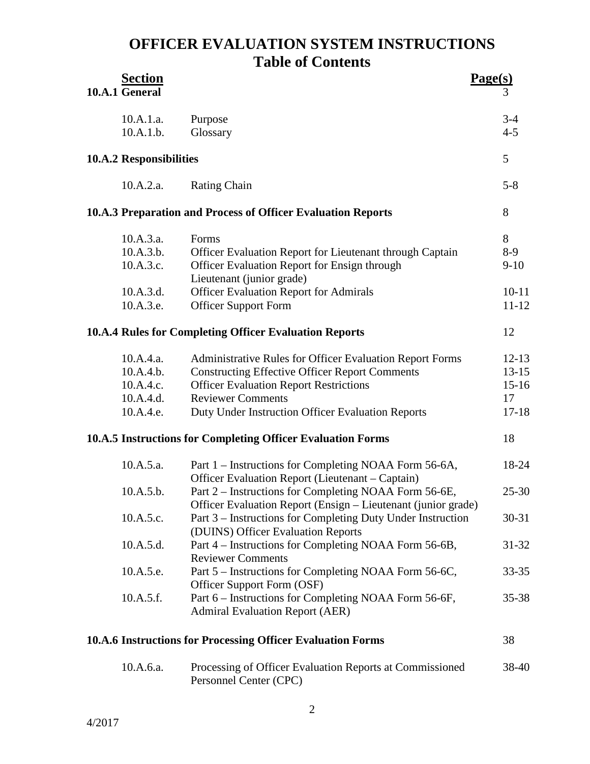# OFFICER EVALUATION SYSTEM INSTRUCTIONS
## Table of Contents

| Section | | Page(s) |
|---|---|---|
| **10.A.1 General** | | 3 |
| 10.A.1.a. | Purpose | 3-4 |
| 10.A.1.b. | Glossary | 4-5 |
| **10.A.2 Responsibilities** | | 5 |
| 10.A.2.a. | Rating Chain | 5-8 |
| **10.A.3 Preparation and Process of Officer Evaluation Reports** | | 8 |
| 10.A.3.a. | Forms | 8 |
| 10.A.3.b. | Officer Evaluation Report for Lieutenant through Captain | 8-9 |
| 10.A.3.c. | Officer Evaluation Report for Ensign through Lieutenant (junior grade) | 9-10 |
| 10.A.3.d. | Officer Evaluation Report for Admirals | 10-11 |
| 10.A.3.e. | Officer Support Form | 11-12 |
| **10.A.4 Rules for Completing Officer Evaluation Reports** | | 12 |
| 10.A.4.a. | Administrative Rules for Officer Evaluation Report Forms | 12-13 |
| 10.A.4.b. | Constructing Effective Officer Report Comments | 13-15 |
| 10.A.4.c. | Officer Evaluation Report Restrictions | 15-16 |
| 10.A.4.d. | Reviewer Comments | 17 |
| 10.A.4.e. | Duty Under Instruction Officer Evaluation Reports | 17-18 |
| **10.A.5 Instructions for Completing Officer Evaluation Forms** | | 18 |
| 10.A.5.a. | Part 1 – Instructions for Completing NOAA Form 56-6A, Officer Evaluation Report (Lieutenant – Captain) | 18-24 |
| 10.A.5.b. | Part 2 – Instructions for Completing NOAA Form 56-6E, Officer Evaluation Report (Ensign – Lieutenant (junior grade) | 25-30 |
| 10.A.5.c. | Part 3 – Instructions for Completing Duty Under Instruction (DUINS) Officer Evaluation Reports | 30-31 |
| 10.A.5.d. | Part 4 – Instructions for Completing NOAA Form 56-6B, Reviewer Comments | 31-32 |
| 10.A.5.e. | Part 5 – Instructions for Completing NOAA Form 56-6C, Officer Support Form (OSF) | 33-35 |
| 10.A.5.f. | Part 6 – Instructions for Completing NOAA Form 56-6F, Admiral Evaluation Report (AER) | 35-38 |
| **10.A.6 Instructions for Processing Officer Evaluation Forms** | | 38 |
| 10.A.6.a. | Processing of Officer Evaluation Reports at Commissioned Personnel Center (CPC) | 38-40 |

4/2017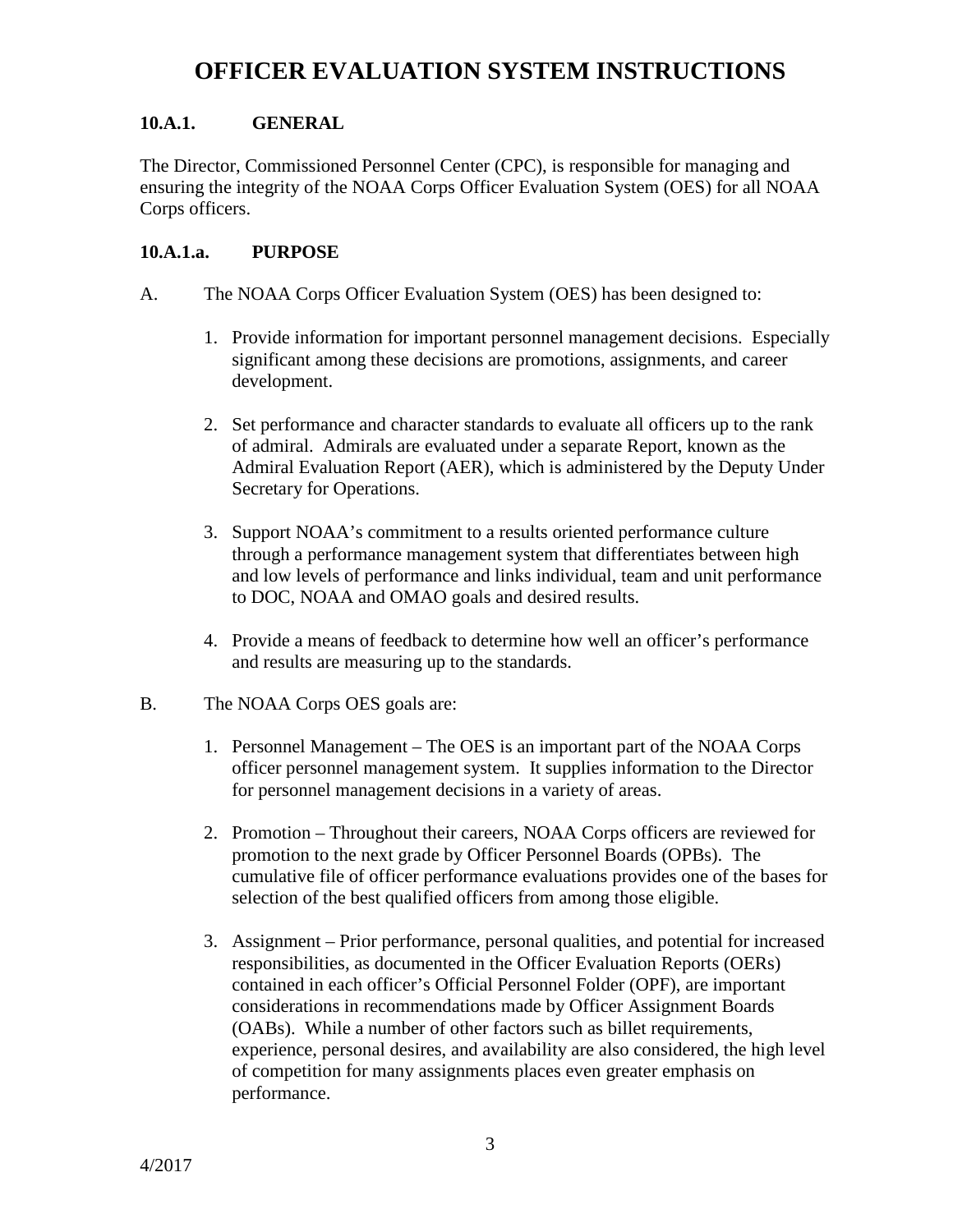# OFFICER EVALUATION SYSTEM INSTRUCTIONS

## 10.A.1. GENERAL

The Director, Commissioned Personnel Center (CPC), is responsible for managing and ensuring the integrity of the NOAA Corps Officer Evaluation System (OES) for all NOAA Corps officers.

### 10.A.1.a. PURPOSE

A. The NOAA Corps Officer Evaluation System (OES) has been designed to:

1. Provide information for important personnel management decisions. Especially significant among these decisions are promotions, assignments, and career development.

2. Set performance and character standards to evaluate all officers up to the rank of admiral. Admirals are evaluated under a separate Report, known as the Admiral Evaluation Report (AER), which is administered by the Deputy Under Secretary for Operations.

3. Support NOAA's commitment to a results oriented performance culture through a performance management system that differentiates between high and low levels of performance and links individual, team and unit performance to DOC, NOAA and OMAO goals and desired results.

4. Provide a means of feedback to determine how well an officer's performance and results are measuring up to the standards.

B. The NOAA Corps OES goals are:

1. Personnel Management – The OES is an important part of the NOAA Corps officer personnel management system. It supplies information to the Director for personnel management decisions in a variety of areas.

2. Promotion – Throughout their careers, NOAA Corps officers are reviewed for promotion to the next grade by Officer Personnel Boards (OPBs). The cumulative file of officer performance evaluations provides one of the bases for selection of the best qualified officers from among those eligible.

3. Assignment – Prior performance, personal qualities, and potential for increased responsibilities, as documented in the Officer Evaluation Reports (OERs) contained in each officer's Official Personnel Folder (OPF), are important considerations in recommendations made by Officer Assignment Boards (OABs). While a number of other factors such as billet requirements, experience, personal desires, and availability are also considered, the high level of competition for many assignments places even greater emphasis on performance.

4/2017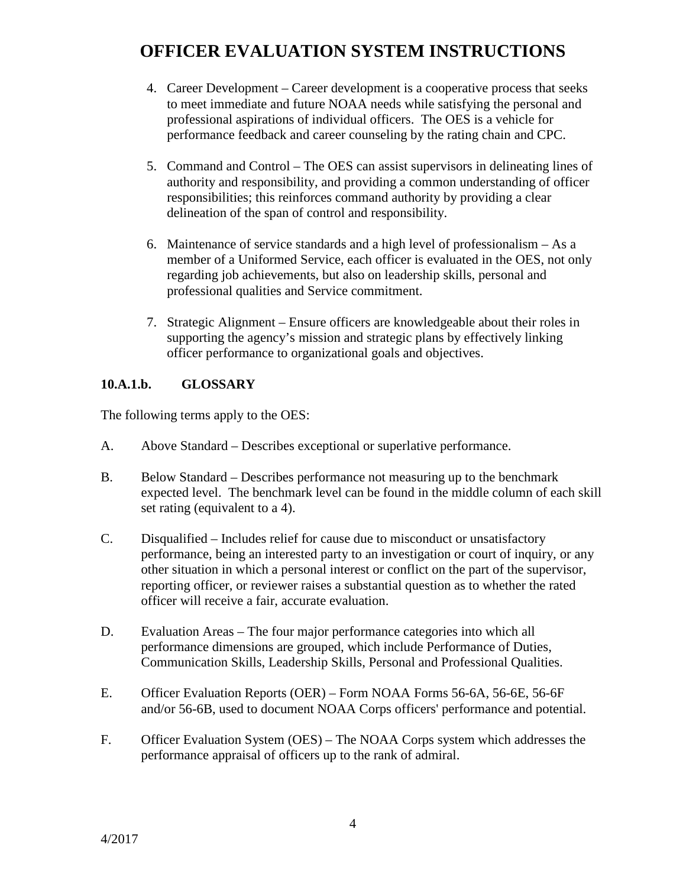4. Career Development – Career development is a cooperative process that seeks to meet immediate and future NOAA needs while satisfying the personal and professional aspirations of individual officers. The OES is a vehicle for performance feedback and career counseling by the rating chain and CPC.

5. Command and Control – The OES can assist supervisors in delineating lines of authority and responsibility, and providing a common understanding of officer responsibilities; this reinforces command authority by providing a clear delineation of the span of control and responsibility.

6. Maintenance of service standards and a high level of professionalism – As a member of a Uniformed Service, each officer is evaluated in the OES, not only regarding job achievements, but also on leadership skills, personal and professional qualities and Service commitment.

7. Strategic Alignment – Ensure officers are knowledgeable about their roles in supporting the agency's mission and strategic plans by effectively linking officer performance to organizational goals and objectives.

### 10.A.1.b. GLOSSARY

The following terms apply to the OES:

A. Above Standard – Describes exceptional or superlative performance.

B. Below Standard – Describes performance not measuring up to the benchmark expected level. The benchmark level can be found in the middle column of each skill set rating (equivalent to a 4).

C. Disqualified – Includes relief for cause due to misconduct or unsatisfactory performance, being an interested party to an investigation or court of inquiry, or any other situation in which a personal interest or conflict on the part of the supervisor, reporting officer, or reviewer raises a substantial question as to whether the rated officer will receive a fair, accurate evaluation.

D. Evaluation Areas – The four major performance categories into which all performance dimensions are grouped, which include Performance of Duties, Communication Skills, Leadership Skills, Personal and Professional Qualities.

E. Officer Evaluation Reports (OER) – Form NOAA Forms 56-6A, 56-6E, 56-6F and/or 56-6B, used to document NOAA Corps officers' performance and potential.

F. Officer Evaluation System (OES) – The NOAA Corps system which addresses the performance appraisal of officers up to the rank of admiral.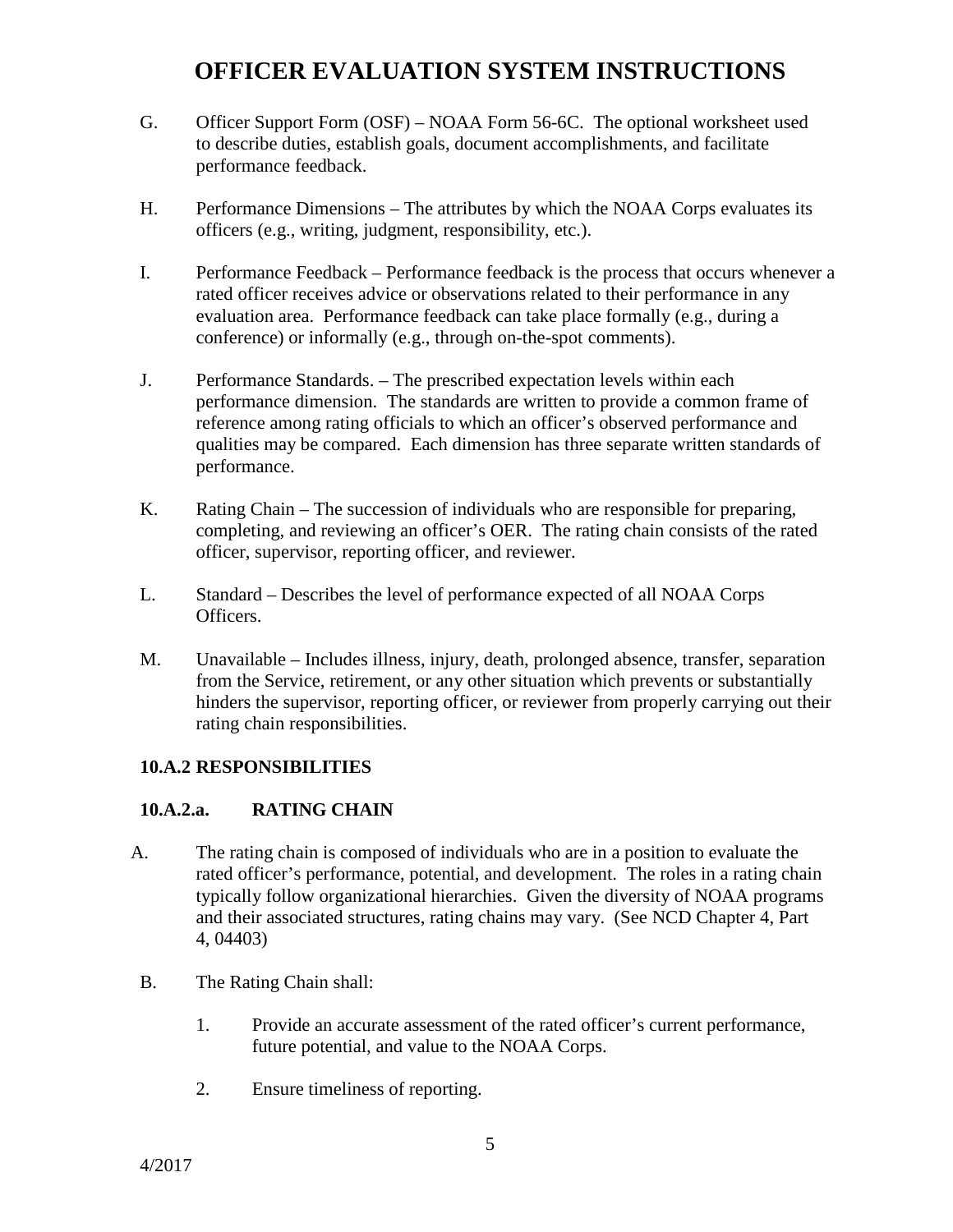G. Officer Support Form (OSF) – NOAA Form 56-6C. The optional worksheet used to describe duties, establish goals, document accomplishments, and facilitate performance feedback.

H. Performance Dimensions – The attributes by which the NOAA Corps evaluates its officers (e.g., writing, judgment, responsibility, etc.).

I. Performance Feedback – Performance feedback is the process that occurs whenever a rated officer receives advice or observations related to their performance in any evaluation area. Performance feedback can take place formally (e.g., during a conference) or informally (e.g., through on-the-spot comments).

J. Performance Standards. – The prescribed expectation levels within each performance dimension. The standards are written to provide a common frame of reference among rating officials to which an officer's observed performance and qualities may be compared. Each dimension has three separate written standards of performance.

K. Rating Chain – The succession of individuals who are responsible for preparing, completing, and reviewing an officer's OER. The rating chain consists of the rated officer, supervisor, reporting officer, and reviewer.

L. Standard – Describes the level of performance expected of all NOAA Corps Officers.

M. Unavailable – Includes illness, injury, death, prolonged absence, transfer, separation from the Service, retirement, or any other situation which prevents or substantially hinders the supervisor, reporting officer, or reviewer from properly carrying out their rating chain responsibilities.

**10.A.2 RESPONSIBILITIES**

**10.A.2.a. RATING CHAIN**

A. The rating chain is composed of individuals who are in a position to evaluate the rated officer's performance, potential, and development. The roles in a rating chain typically follow organizational hierarchies. Given the diversity of NOAA programs and their associated structures, rating chains may vary. (See NCD Chapter 4, Part 4, 04403)

B. The Rating Chain shall:

1. Provide an accurate assessment of the rated officer's current performance, future potential, and value to the NOAA Corps.

2. Ensure timeliness of reporting.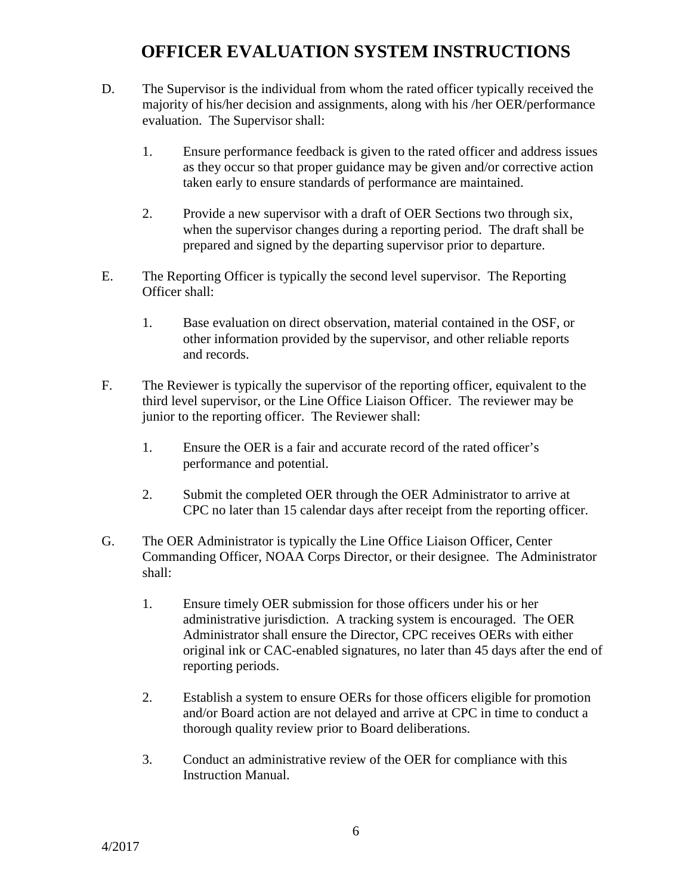# OFFICER EVALUATION SYSTEM INSTRUCTIONS

D. The Supervisor is the individual from whom the rated officer typically received the majority of his/her decision and assignments, along with his /her OER/performance evaluation. The Supervisor shall:

1. Ensure performance feedback is given to the rated officer and address issues as they occur so that proper guidance may be given and/or corrective action taken early to ensure standards of performance are maintained.

2. Provide a new supervisor with a draft of OER Sections two through six, when the supervisor changes during a reporting period. The draft shall be prepared and signed by the departing supervisor prior to departure.

E. The Reporting Officer is typically the second level supervisor. The Reporting Officer shall:

1. Base evaluation on direct observation, material contained in the OSF, or other information provided by the supervisor, and other reliable reports and records.

F. The Reviewer is typically the supervisor of the reporting officer, equivalent to the third level supervisor, or the Line Office Liaison Officer. The reviewer may be junior to the reporting officer. The Reviewer shall:

1. Ensure the OER is a fair and accurate record of the rated officer's performance and potential.

2. Submit the completed OER through the OER Administrator to arrive at CPC no later than 15 calendar days after receipt from the reporting officer.

G. The OER Administrator is typically the Line Office Liaison Officer, Center Commanding Officer, NOAA Corps Director, or their designee. The Administrator shall:

1. Ensure timely OER submission for those officers under his or her administrative jurisdiction. A tracking system is encouraged. The OER Administrator shall ensure the Director, CPC receives OERs with either original ink or CAC-enabled signatures, no later than 45 days after the end of reporting periods.

2. Establish a system to ensure OERs for those officers eligible for promotion and/or Board action are not delayed and arrive at CPC in time to conduct a thorough quality review prior to Board deliberations.

3. Conduct an administrative review of the OER for compliance with this Instruction Manual.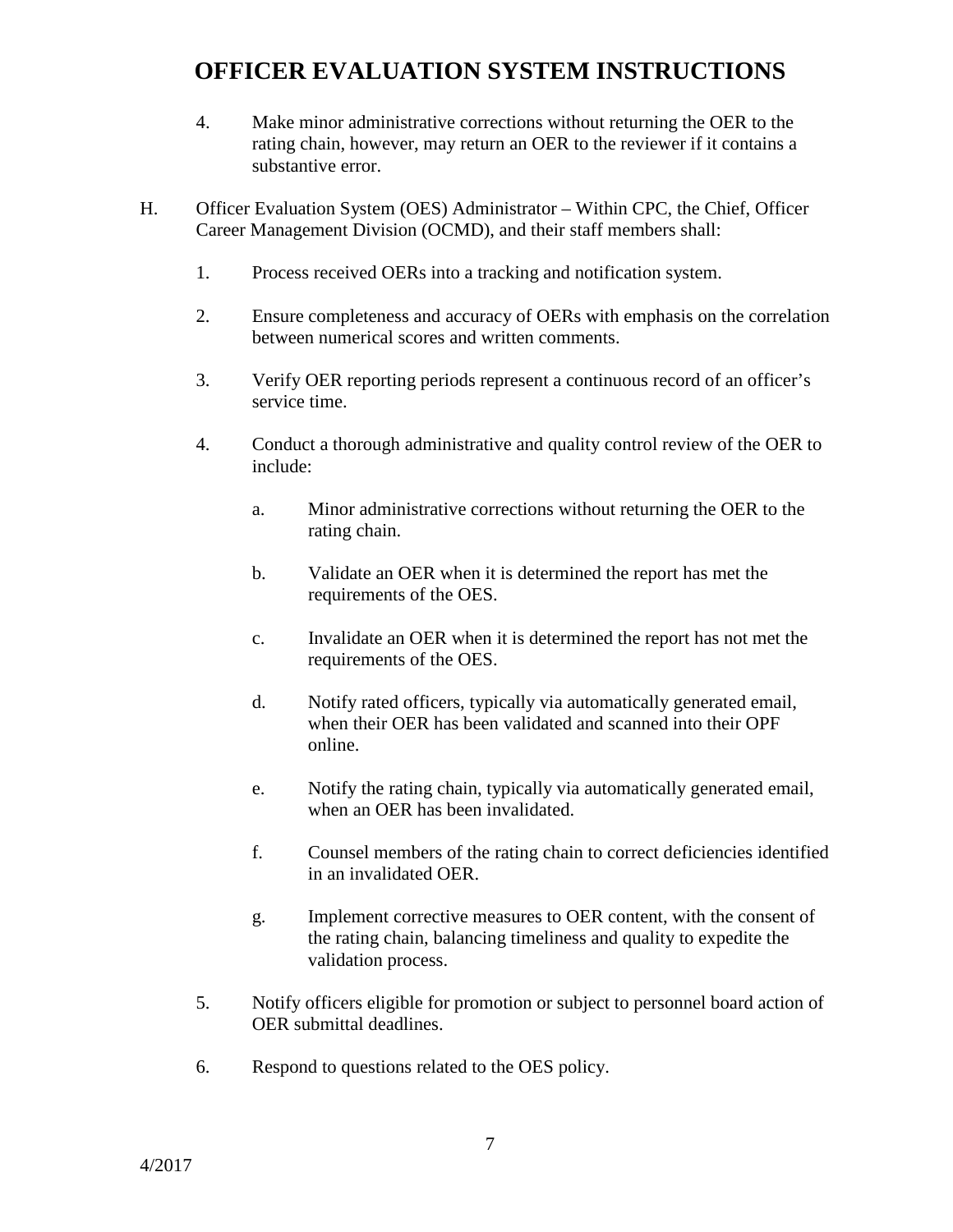4. Make minor administrative corrections without returning the OER to the rating chain, however, may return an OER to the reviewer if it contains a substantive error.

H. Officer Evaluation System (OES) Administrator – Within CPC, the Chief, Officer Career Management Division (OCMD), and their staff members shall:

1. Process received OERs into a tracking and notification system.

2. Ensure completeness and accuracy of OERs with emphasis on the correlation between numerical scores and written comments.

3. Verify OER reporting periods represent a continuous record of an officer's service time.

4. Conduct a thorough administrative and quality control review of the OER to include:

   a. Minor administrative corrections without returning the OER to the rating chain.

   b. Validate an OER when it is determined the report has met the requirements of the OES.

   c. Invalidate an OER when it is determined the report has not met the requirements of the OES.

   d. Notify rated officers, typically via automatically generated email, when their OER has been validated and scanned into their OPF online.

   e. Notify the rating chain, typically via automatically generated email, when an OER has been invalidated.

   f. Counsel members of the rating chain to correct deficiencies identified in an invalidated OER.

   g. Implement corrective measures to OER content, with the consent of the rating chain, balancing timeliness and quality to expedite the validation process.

5. Notify officers eligible for promotion or subject to personnel board action of OER submittal deadlines.

6. Respond to questions related to the OES policy.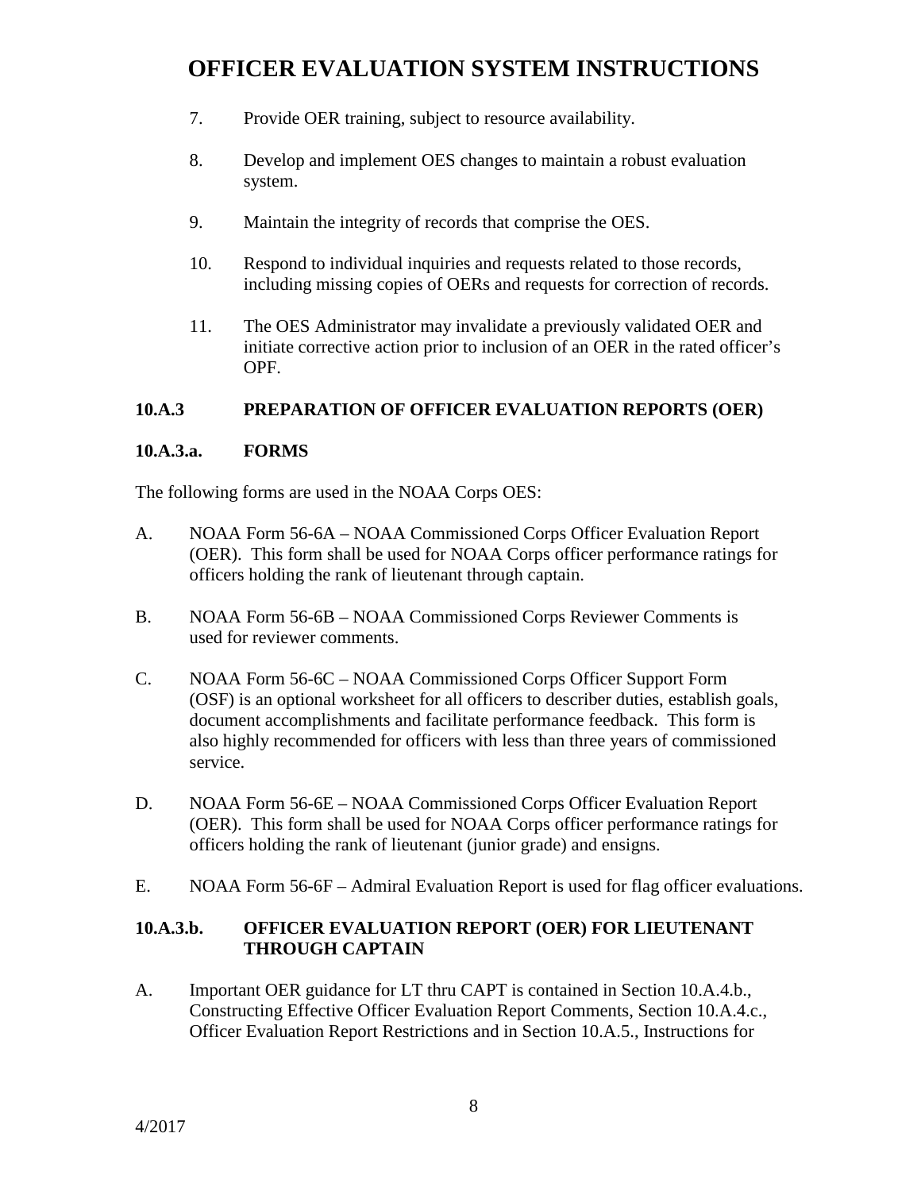7. Provide OER training, subject to resource availability.

8. Develop and implement OES changes to maintain a robust evaluation system.

9. Maintain the integrity of records that comprise the OES.

10. Respond to individual inquiries and requests related to those records, including missing copies of OERs and requests for correction of records.

11. The OES Administrator may invalidate a previously validated OER and initiate corrective action prior to inclusion of an OER in the rated officer's OPF.

## 10.A.3 PREPARATION OF OFFICER EVALUATION REPORTS (OER)

### 10.A.3.a. FORMS

The following forms are used in the NOAA Corps OES:

A. NOAA Form 56-6A – NOAA Commissioned Corps Officer Evaluation Report (OER). This form shall be used for NOAA Corps officer performance ratings for officers holding the rank of lieutenant through captain.

B. NOAA Form 56-6B – NOAA Commissioned Corps Reviewer Comments is used for reviewer comments.

C. NOAA Form 56-6C – NOAA Commissioned Corps Officer Support Form (OSF) is an optional worksheet for all officers to describer duties, establish goals, document accomplishments and facilitate performance feedback. This form is also highly recommended for officers with less than three years of commissioned service.

D. NOAA Form 56-6E – NOAA Commissioned Corps Officer Evaluation Report (OER). This form shall be used for NOAA Corps officer performance ratings for officers holding the rank of lieutenant (junior grade) and ensigns.

E. NOAA Form 56-6F – Admiral Evaluation Report is used for flag officer evaluations.

### 10.A.3.b. OFFICER EVALUATION REPORT (OER) FOR LIEUTENANT THROUGH CAPTAIN

A. Important OER guidance for LT thru CAPT is contained in Section 10.A.4.b., Constructing Effective Officer Evaluation Report Comments, Section 10.A.4.c., Officer Evaluation Report Restrictions and in Section 10.A.5., Instructions for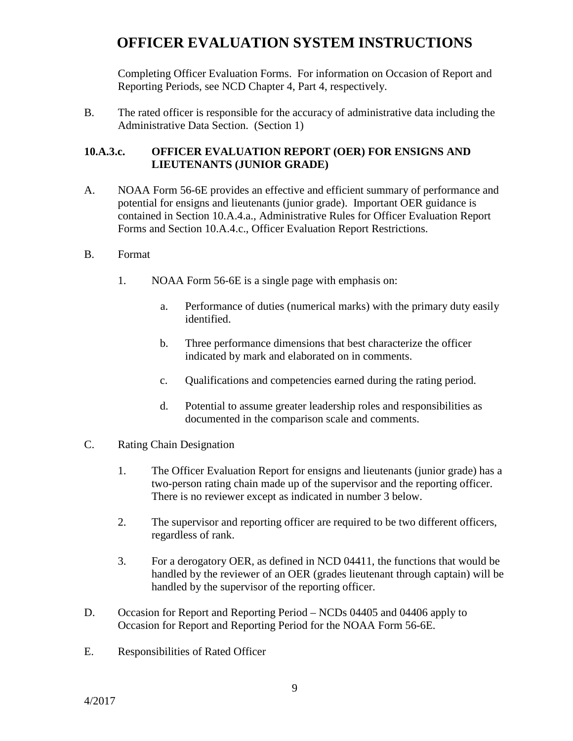Completing Officer Evaluation Forms. For information on Occasion of Report and Reporting Periods, see NCD Chapter 4, Part 4, respectively.

B. The rated officer is responsible for the accuracy of administrative data including the Administrative Data Section. (Section 1)

### 10.A.3.c. OFFICER EVALUATION REPORT (OER) FOR ENSIGNS AND LIEUTENANTS (JUNIOR GRADE)

A. NOAA Form 56-6E provides an effective and efficient summary of performance and potential for ensigns and lieutenants (junior grade). Important OER guidance is contained in Section 10.A.4.a., Administrative Rules for Officer Evaluation Report Forms and Section 10.A.4.c., Officer Evaluation Report Restrictions.

B. Format

1. NOAA Form 56-6E is a single page with emphasis on:

   a. Performance of duties (numerical marks) with the primary duty easily identified.

   b. Three performance dimensions that best characterize the officer indicated by mark and elaborated on in comments.

   c. Qualifications and competencies earned during the rating period.

   d. Potential to assume greater leadership roles and responsibilities as documented in the comparison scale and comments.

C. Rating Chain Designation

1. The Officer Evaluation Report for ensigns and lieutenants (junior grade) has a two-person rating chain made up of the supervisor and the reporting officer. There is no reviewer except as indicated in number 3 below.

2. The supervisor and reporting officer are required to be two different officers, regardless of rank.

3. For a derogatory OER, as defined in NCD 04411, the functions that would be handled by the reviewer of an OER (grades lieutenant through captain) will be handled by the supervisor of the reporting officer.

D. Occasion for Report and Reporting Period – NCDs 04405 and 04406 apply to Occasion for Report and Reporting Period for the NOAA Form 56-6E.

E. Responsibilities of Rated Officer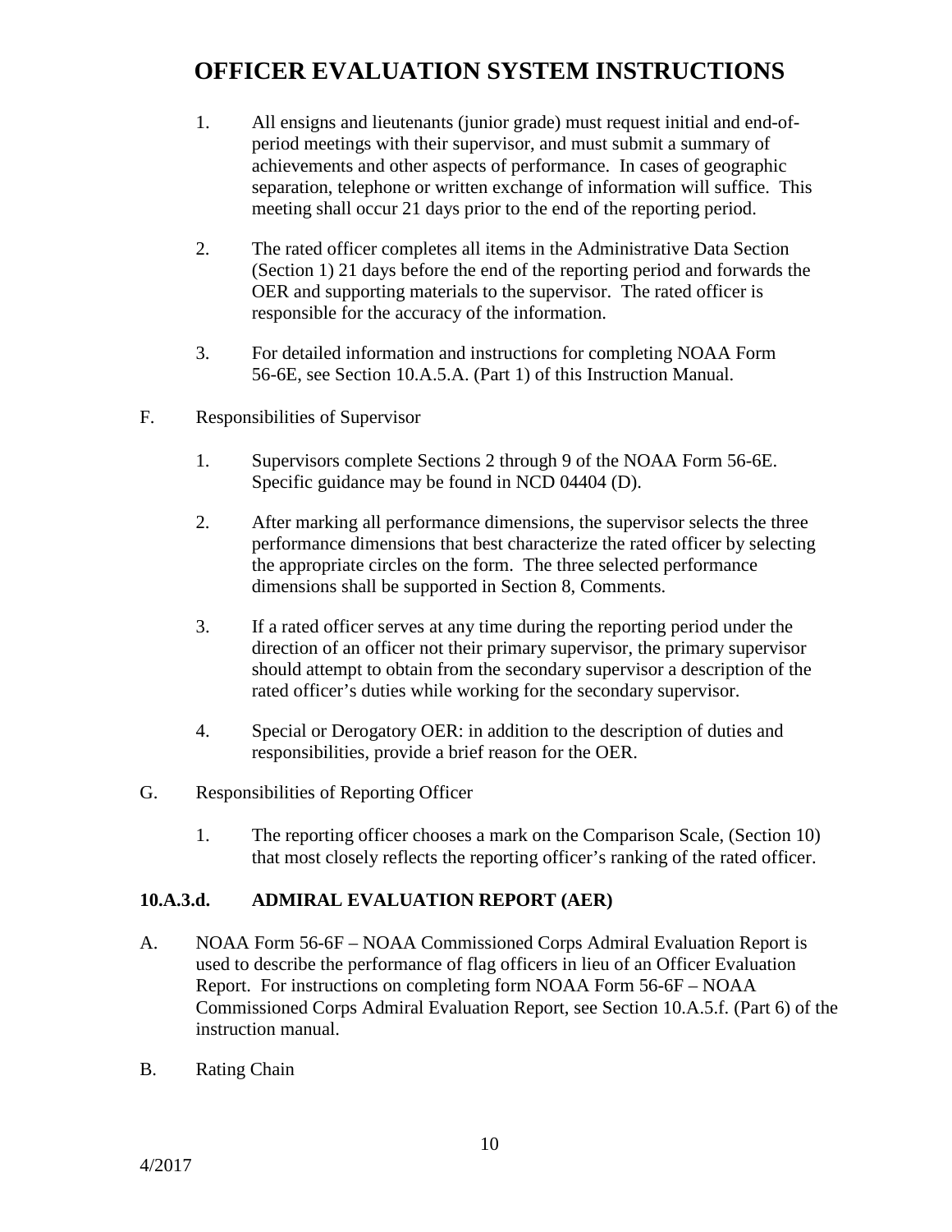1. All ensigns and lieutenants (junior grade) must request initial and end-of-period meetings with their supervisor, and must submit a summary of achievements and other aspects of performance. In cases of geographic separation, telephone or written exchange of information will suffice. This meeting shall occur 21 days prior to the end of the reporting period.

2. The rated officer completes all items in the Administrative Data Section (Section 1) 21 days before the end of the reporting period and forwards the OER and supporting materials to the supervisor. The rated officer is responsible for the accuracy of the information.

3. For detailed information and instructions for completing NOAA Form 56-6E, see Section 10.A.5.A. (Part 1) of this Instruction Manual.

F. Responsibilities of Supervisor

1. Supervisors complete Sections 2 through 9 of the NOAA Form 56-6E. Specific guidance may be found in NCD 04404 (D).

2. After marking all performance dimensions, the supervisor selects the three performance dimensions that best characterize the rated officer by selecting the appropriate circles on the form. The three selected performance dimensions shall be supported in Section 8, Comments.

3. If a rated officer serves at any time during the reporting period under the direction of an officer not their primary supervisor, the primary supervisor should attempt to obtain from the secondary supervisor a description of the rated officer's duties while working for the secondary supervisor.

4. Special or Derogatory OER: in addition to the description of duties and responsibilities, provide a brief reason for the OER.

G. Responsibilities of Reporting Officer

1. The reporting officer chooses a mark on the Comparison Scale, (Section 10) that most closely reflects the reporting officer's ranking of the rated officer.

## 10.A.3.d. ADMIRAL EVALUATION REPORT (AER)

A. NOAA Form 56-6F – NOAA Commissioned Corps Admiral Evaluation Report is used to describe the performance of flag officers in lieu of an Officer Evaluation Report. For instructions on completing form NOAA Form 56-6F – NOAA Commissioned Corps Admiral Evaluation Report, see Section 10.A.5.f. (Part 6) of the instruction manual.

B. Rating Chain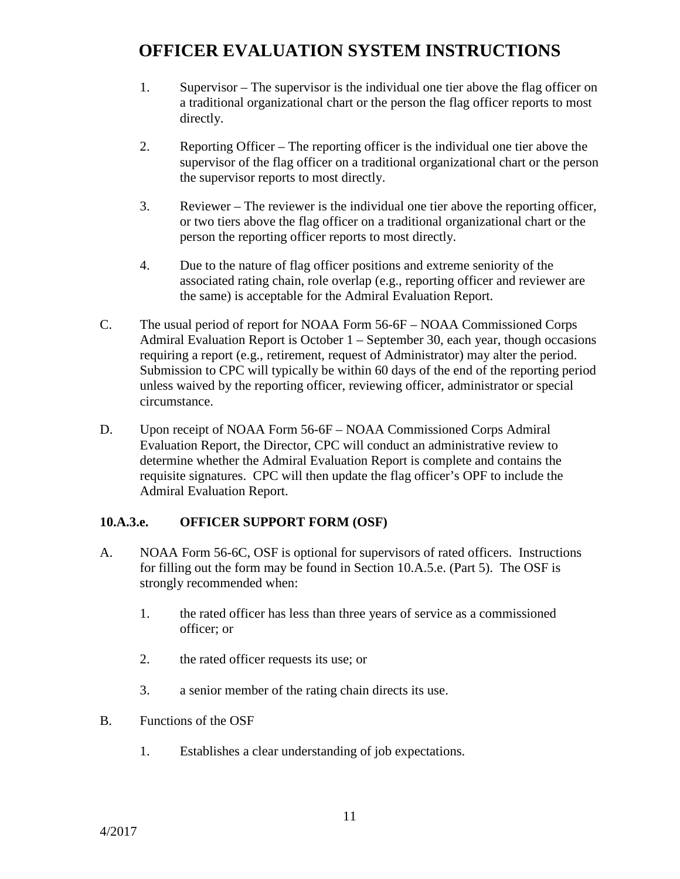1. Supervisor – The supervisor is the individual one tier above the flag officer on a traditional organizational chart or the person the flag officer reports to most directly.

2. Reporting Officer – The reporting officer is the individual one tier above the supervisor of the flag officer on a traditional organizational chart or the person the supervisor reports to most directly.

3. Reviewer – The reviewer is the individual one tier above the reporting officer, or two tiers above the flag officer on a traditional organizational chart or the person the reporting officer reports to most directly.

4. Due to the nature of flag officer positions and extreme seniority of the associated rating chain, role overlap (e.g., reporting officer and reviewer are the same) is acceptable for the Admiral Evaluation Report.

C. The usual period of report for NOAA Form 56-6F – NOAA Commissioned Corps Admiral Evaluation Report is October 1 – September 30, each year, though occasions requiring a report (e.g., retirement, request of Administrator) may alter the period. Submission to CPC will typically be within 60 days of the end of the reporting period unless waived by the reporting officer, reviewing officer, administrator or special circumstance.

D. Upon receipt of NOAA Form 56-6F – NOAA Commissioned Corps Admiral Evaluation Report, the Director, CPC will conduct an administrative review to determine whether the Admiral Evaluation Report is complete and contains the requisite signatures. CPC will then update the flag officer's OPF to include the Admiral Evaluation Report.

### 10.A.3.e. OFFICER SUPPORT FORM (OSF)

A. NOAA Form 56-6C, OSF is optional for supervisors of rated officers. Instructions for filling out the form may be found in Section 10.A.5.e. (Part 5). The OSF is strongly recommended when:

1. the rated officer has less than three years of service as a commissioned officer; or

2. the rated officer requests its use; or

3. a senior member of the rating chain directs its use.

B. Functions of the OSF

1. Establishes a clear understanding of job expectations.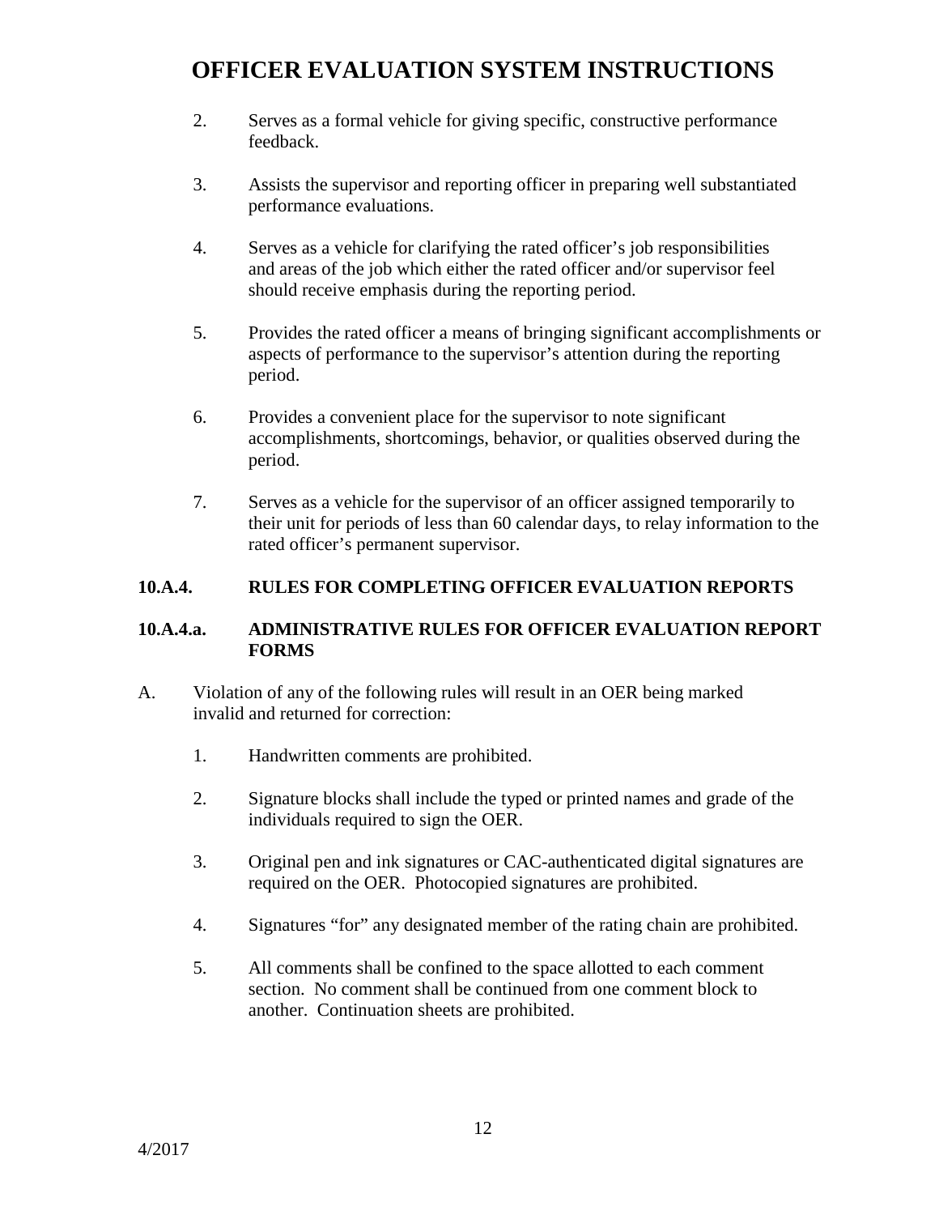2. Serves as a formal vehicle for giving specific, constructive performance feedback.

3. Assists the supervisor and reporting officer in preparing well substantiated performance evaluations.

4. Serves as a vehicle for clarifying the rated officer's job responsibilities and areas of the job which either the rated officer and/or supervisor feel should receive emphasis during the reporting period.

5. Provides the rated officer a means of bringing significant accomplishments or aspects of performance to the supervisor's attention during the reporting period.

6. Provides a convenient place for the supervisor to note significant accomplishments, shortcomings, behavior, or qualities observed during the period.

7. Serves as a vehicle for the supervisor of an officer assigned temporarily to their unit for periods of less than 60 calendar days, to relay information to the rated officer's permanent supervisor.

### 10.A.4. RULES FOR COMPLETING OFFICER EVALUATION REPORTS

#### 10.A.4.a. ADMINISTRATIVE RULES FOR OFFICER EVALUATION REPORT FORMS

A. Violation of any of the following rules will result in an OER being marked invalid and returned for correction:

1. Handwritten comments are prohibited.

2. Signature blocks shall include the typed or printed names and grade of the individuals required to sign the OER.

3. Original pen and ink signatures or CAC-authenticated digital signatures are required on the OER. Photocopied signatures are prohibited.

4. Signatures "for" any designated member of the rating chain are prohibited.

5. All comments shall be confined to the space allotted to each comment section. No comment shall be continued from one comment block to another. Continuation sheets are prohibited.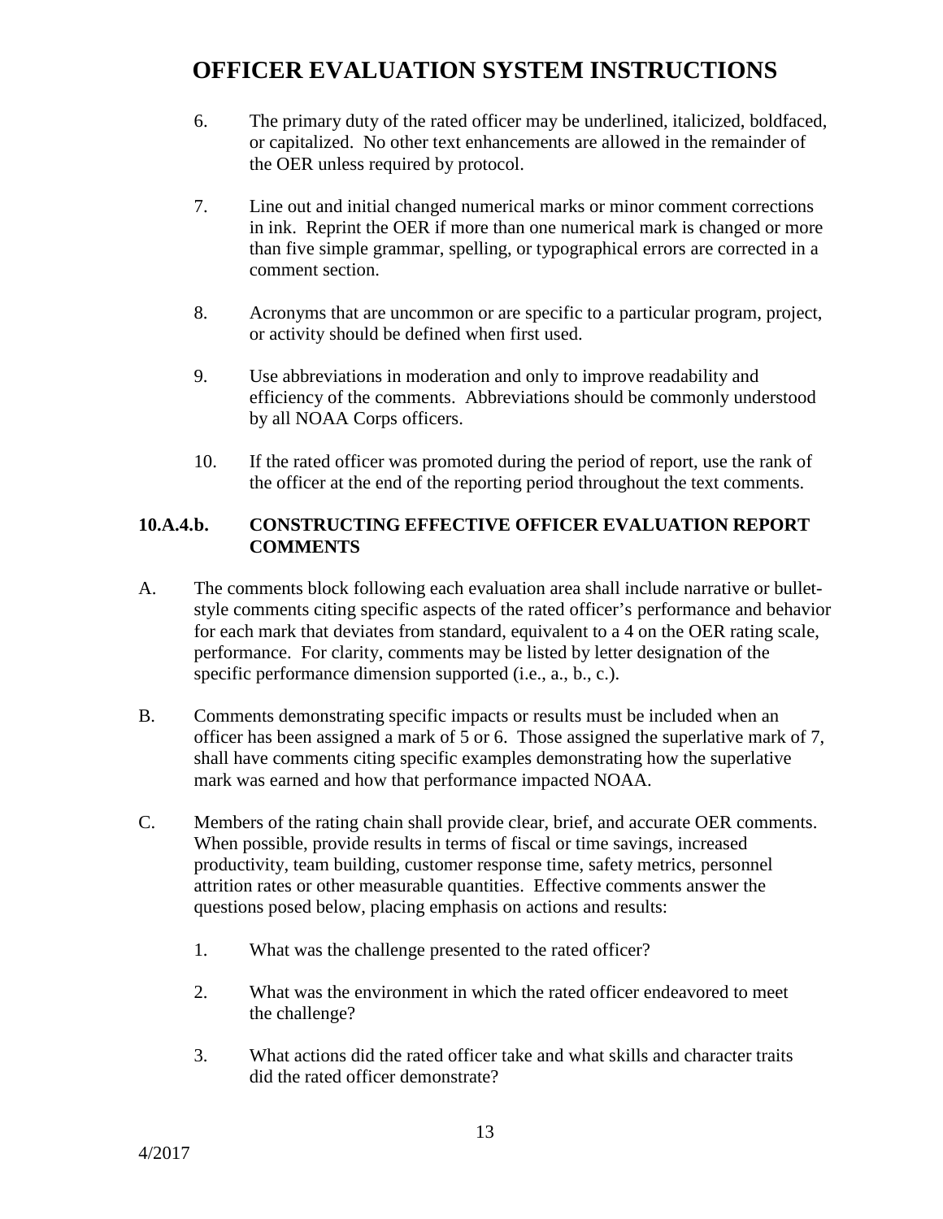6. The primary duty of the rated officer may be underlined, italicized, boldfaced, or capitalized. No other text enhancements are allowed in the remainder of the OER unless required by protocol.

7. Line out and initial changed numerical marks or minor comment corrections in ink. Reprint the OER if more than one numerical mark is changed or more than five simple grammar, spelling, or typographical errors are corrected in a comment section.

8. Acronyms that are uncommon or are specific to a particular program, project, or activity should be defined when first used.

9. Use abbreviations in moderation and only to improve readability and efficiency of the comments. Abbreviations should be commonly understood by all NOAA Corps officers.

10. If the rated officer was promoted during the period of report, use the rank of the officer at the end of the reporting period throughout the text comments.

### 10.A.4.b. CONSTRUCTING EFFECTIVE OFFICER EVALUATION REPORT COMMENTS

A. The comments block following each evaluation area shall include narrative or bullet-style comments citing specific aspects of the rated officer's performance and behavior for each mark that deviates from standard, equivalent to a 4 on the OER rating scale, performance. For clarity, comments may be listed by letter designation of the specific performance dimension supported (i.e., a., b., c.).

B. Comments demonstrating specific impacts or results must be included when an officer has been assigned a mark of 5 or 6. Those assigned the superlative mark of 7, shall have comments citing specific examples demonstrating how the superlative mark was earned and how that performance impacted NOAA.

C. Members of the rating chain shall provide clear, brief, and accurate OER comments. When possible, provide results in terms of fiscal or time savings, increased productivity, team building, customer response time, safety metrics, personnel attrition rates or other measurable quantities. Effective comments answer the questions posed below, placing emphasis on actions and results:

   1. What was the challenge presented to the rated officer?

   2. What was the environment in which the rated officer endeavored to meet the challenge?

   3. What actions did the rated officer take and what skills and character traits did the rated officer demonstrate?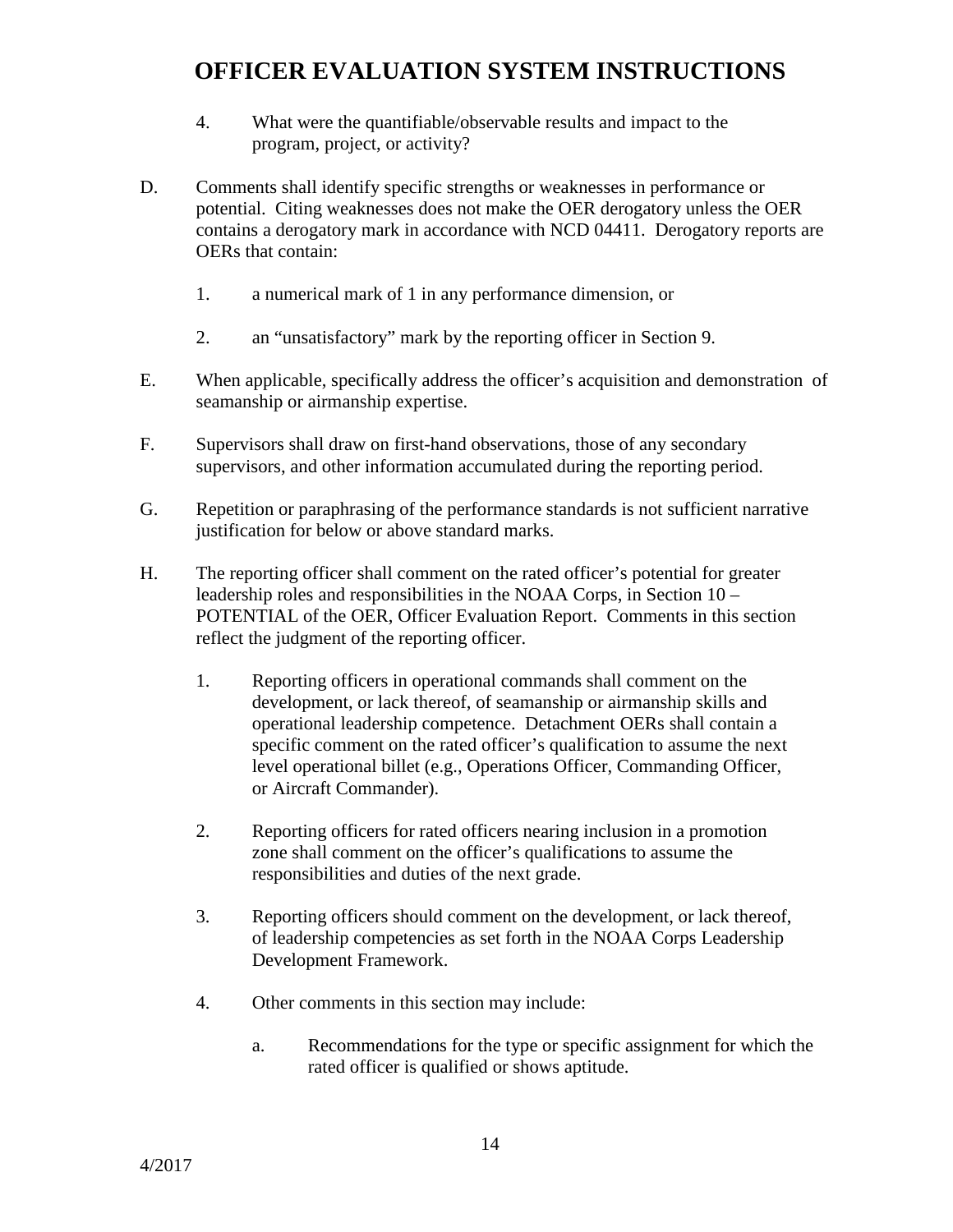4. What were the quantifiable/observable results and impact to the program, project, or activity?

D. Comments shall identify specific strengths or weaknesses in performance or potential. Citing weaknesses does not make the OER derogatory unless the OER contains a derogatory mark in accordance with NCD 04411. Derogatory reports are OERs that contain:

   1. a numerical mark of 1 in any performance dimension, or

   2. an "unsatisfactory" mark by the reporting officer in Section 9.

E. When applicable, specifically address the officer's acquisition and demonstration of seamanship or airmanship expertise.

F. Supervisors shall draw on first-hand observations, those of any secondary supervisors, and other information accumulated during the reporting period.

G. Repetition or paraphrasing of the performance standards is not sufficient narrative justification for below or above standard marks.

H. The reporting officer shall comment on the rated officer's potential for greater leadership roles and responsibilities in the NOAA Corps, in Section 10 – POTENTIAL of the OER, Officer Evaluation Report. Comments in this section reflect the judgment of the reporting officer.

   1. Reporting officers in operational commands shall comment on the development, or lack thereof, of seamanship or airmanship skills and operational leadership competence. Detachment OERs shall contain a specific comment on the rated officer's qualification to assume the next level operational billet (e.g., Operations Officer, Commanding Officer, or Aircraft Commander).

   2. Reporting officers for rated officers nearing inclusion in a promotion zone shall comment on the officer's qualifications to assume the responsibilities and duties of the next grade.

   3. Reporting officers should comment on the development, or lack thereof, of leadership competencies as set forth in the NOAA Corps Leadership Development Framework.

   4. Other comments in this section may include:

      a. Recommendations for the type or specific assignment for which the rated officer is qualified or shows aptitude.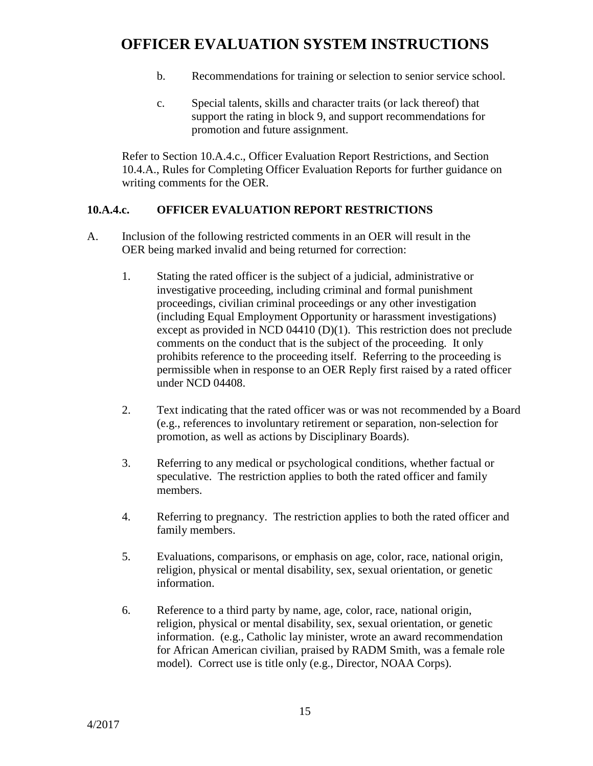b. Recommendations for training or selection to senior service school.

c. Special talents, skills and character traits (or lack thereof) that support the rating in block 9, and support recommendations for promotion and future assignment.

Refer to Section 10.A.4.c., Officer Evaluation Report Restrictions, and Section 10.4.A., Rules for Completing Officer Evaluation Reports for further guidance on writing comments for the OER.

### 10.A.4.c. OFFICER EVALUATION REPORT RESTRICTIONS

A. Inclusion of the following restricted comments in an OER will result in the OER being marked invalid and being returned for correction:

1. Stating the rated officer is the subject of a judicial, administrative or investigative proceeding, including criminal and formal punishment proceedings, civilian criminal proceedings or any other investigation (including Equal Employment Opportunity or harassment investigations) except as provided in NCD 04410 (D)(1). This restriction does not preclude comments on the conduct that is the subject of the proceeding. It only prohibits reference to the proceeding itself. Referring to the proceeding is permissible when in response to an OER Reply first raised by a rated officer under NCD 04408.

2. Text indicating that the rated officer was or was not recommended by a Board (e.g., references to involuntary retirement or separation, non-selection for promotion, as well as actions by Disciplinary Boards).

3. Referring to any medical or psychological conditions, whether factual or speculative. The restriction applies to both the rated officer and family members.

4. Referring to pregnancy. The restriction applies to both the rated officer and family members.

5. Evaluations, comparisons, or emphasis on age, color, race, national origin, religion, physical or mental disability, sex, sexual orientation, or genetic information.

6. Reference to a third party by name, age, color, race, national origin, religion, physical or mental disability, sex, sexual orientation, or genetic information. (e.g., Catholic lay minister, wrote an award recommendation for African American civilian, praised by RADM Smith, was a female role model). Correct use is title only (e.g., Director, NOAA Corps).

4/2017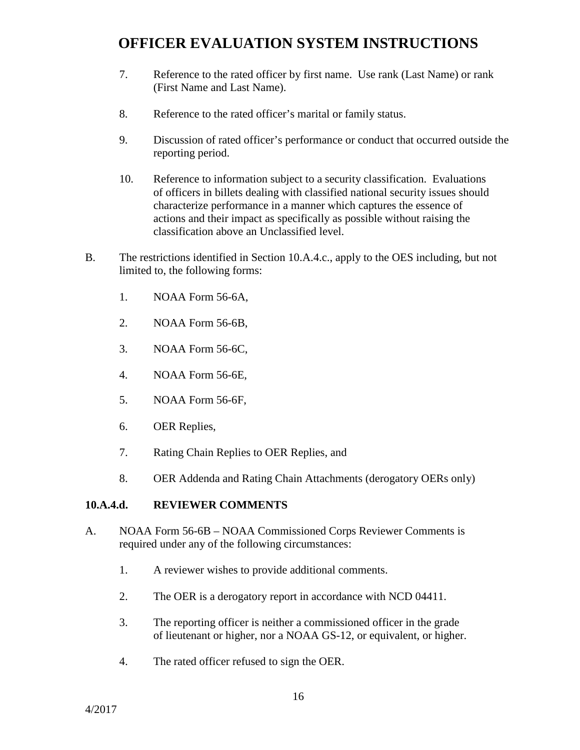7. Reference to the rated officer by first name. Use rank (Last Name) or rank (First Name and Last Name).

8. Reference to the rated officer's marital or family status.

9. Discussion of rated officer's performance or conduct that occurred outside the reporting period.

10. Reference to information subject to a security classification. Evaluations of officers in billets dealing with classified national security issues should characterize performance in a manner which captures the essence of actions and their impact as specifically as possible without raising the classification above an Unclassified level.

B. The restrictions identified in Section 10.A.4.c., apply to the OES including, but not limited to, the following forms:

1. NOAA Form 56-6A,

2. NOAA Form 56-6B,

3. NOAA Form 56-6C,

4. NOAA Form 56-6E,

5. NOAA Form 56-6F,

6. OER Replies,

7. Rating Chain Replies to OER Replies, and

8. OER Addenda and Rating Chain Attachments (derogatory OERs only)

### 10.A.4.d. REVIEWER COMMENTS

A. NOAA Form 56-6B – NOAA Commissioned Corps Reviewer Comments is required under any of the following circumstances:

1. A reviewer wishes to provide additional comments.

2. The OER is a derogatory report in accordance with NCD 04411.

3. The reporting officer is neither a commissioned officer in the grade of lieutenant or higher, nor a NOAA GS-12, or equivalent, or higher.

4. The rated officer refused to sign the OER.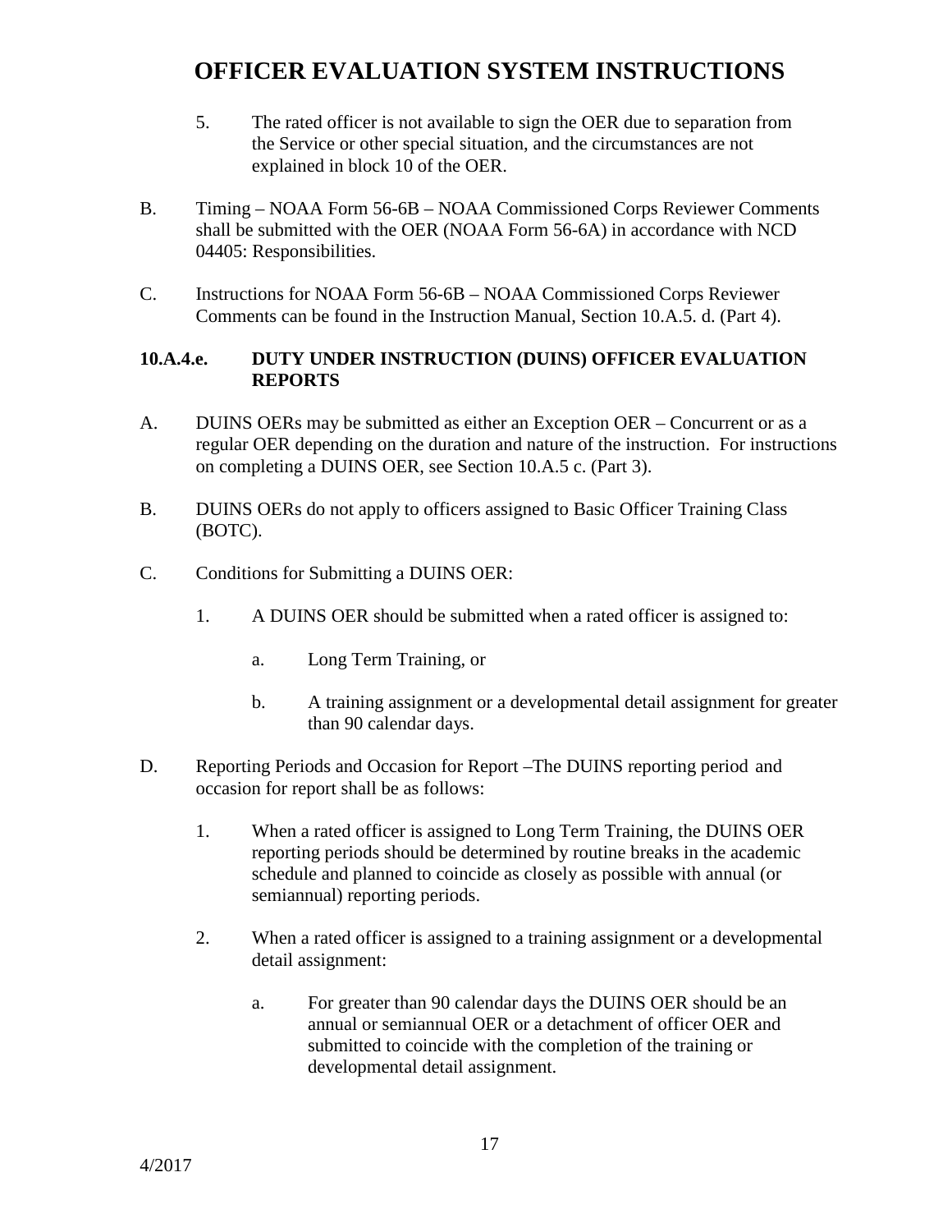5. The rated officer is not available to sign the OER due to separation from the Service or other special situation, and the circumstances are not explained in block 10 of the OER.

B. Timing – NOAA Form 56-6B – NOAA Commissioned Corps Reviewer Comments shall be submitted with the OER (NOAA Form 56-6A) in accordance with NCD 04405: Responsibilities.

C. Instructions for NOAA Form 56-6B – NOAA Commissioned Corps Reviewer Comments can be found in the Instruction Manual, Section 10.A.5. d. (Part 4).

### 10.A.4.e. DUTY UNDER INSTRUCTION (DUINS) OFFICER EVALUATION REPORTS

A. DUINS OERs may be submitted as either an Exception OER – Concurrent or as a regular OER depending on the duration and nature of the instruction. For instructions on completing a DUINS OER, see Section 10.A.5 c. (Part 3).

B. DUINS OERs do not apply to officers assigned to Basic Officer Training Class (BOTC).

C. Conditions for Submitting a DUINS OER:

1. A DUINS OER should be submitted when a rated officer is assigned to:

   a. Long Term Training, or

   b. A training assignment or a developmental detail assignment for greater than 90 calendar days.

D. Reporting Periods and Occasion for Report –The DUINS reporting period and occasion for report shall be as follows:

1. When a rated officer is assigned to Long Term Training, the DUINS OER reporting periods should be determined by routine breaks in the academic schedule and planned to coincide as closely as possible with annual (or semiannual) reporting periods.

2. When a rated officer is assigned to a training assignment or a developmental detail assignment:

   a. For greater than 90 calendar days the DUINS OER should be an annual or semiannual OER or a detachment of officer OER and submitted to coincide with the completion of the training or developmental detail assignment.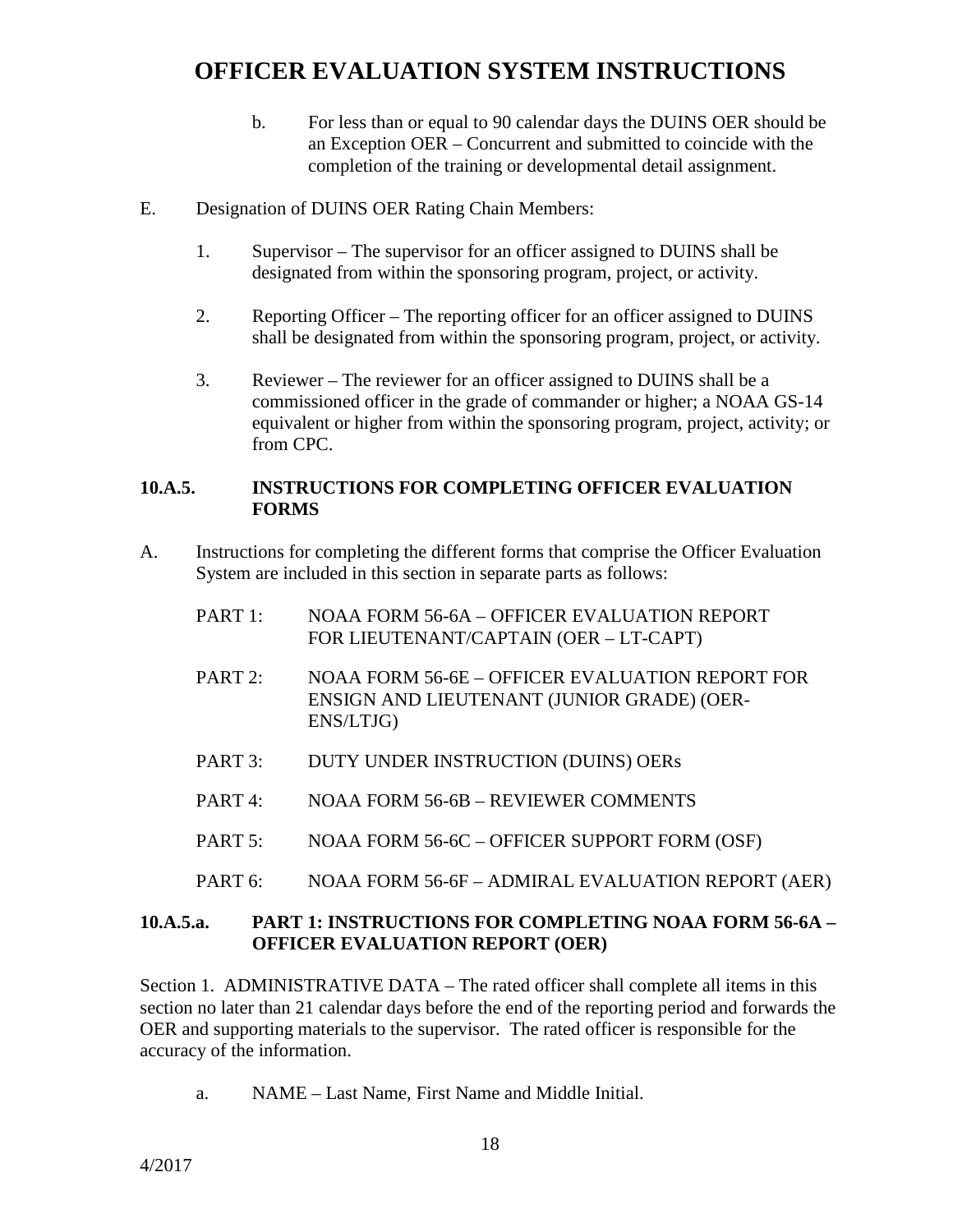b. For less than or equal to 90 calendar days the DUINS OER should be an Exception OER – Concurrent and submitted to coincide with the completion of the training or developmental detail assignment.

E. Designation of DUINS OER Rating Chain Members:

1. Supervisor – The supervisor for an officer assigned to DUINS shall be designated from within the sponsoring program, project, or activity.

2. Reporting Officer – The reporting officer for an officer assigned to DUINS shall be designated from within the sponsoring program, project, or activity.

3. Reviewer – The reviewer for an officer assigned to DUINS shall be a commissioned officer in the grade of commander or higher; a NOAA GS-14 equivalent or higher from within the sponsoring program, project, activity; or from CPC.

### 10.A.5. INSTRUCTIONS FOR COMPLETING OFFICER EVALUATION FORMS

A. Instructions for completing the different forms that comprise the Officer Evaluation System are included in this section in separate parts as follows:

PART 1: NOAA FORM 56-6A – OFFICER EVALUATION REPORT FOR LIEUTENANT/CAPTAIN (OER – LT-CAPT)

PART 2: NOAA FORM 56-6E – OFFICER EVALUATION REPORT FOR ENSIGN AND LIEUTENANT (JUNIOR GRADE) (OER-ENS/LTJG)

PART 3: DUTY UNDER INSTRUCTION (DUINS) OERs

PART 4: NOAA FORM 56-6B – REVIEWER COMMENTS

PART 5: NOAA FORM 56-6C – OFFICER SUPPORT FORM (OSF)

PART 6: NOAA FORM 56-6F – ADMIRAL EVALUATION REPORT (AER)

### 10.A.5.a. PART 1: INSTRUCTIONS FOR COMPLETING NOAA FORM 56-6A – OFFICER EVALUATION REPORT (OER)

Section 1. ADMINISTRATIVE DATA – The rated officer shall complete all items in this section no later than 21 calendar days before the end of the reporting period and forwards the OER and supporting materials to the supervisor. The rated officer is responsible for the accuracy of the information.

a. NAME – Last Name, First Name and Middle Initial.

4/2017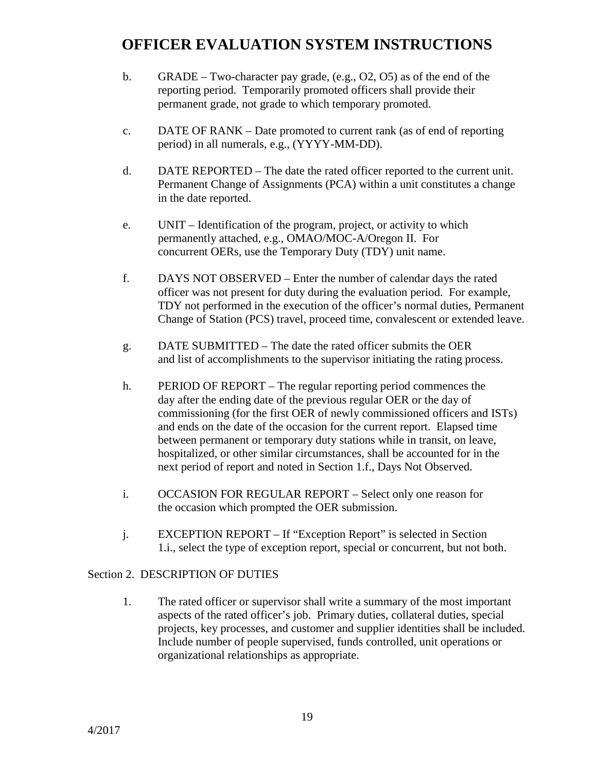b. GRADE – Two-character pay grade, (e.g., O2, O5) as of the end of the reporting period. Temporarily promoted officers shall provide their permanent grade, not grade to which temporary promoted.

c. DATE OF RANK – Date promoted to current rank (as of end of reporting period) in all numerals, e.g., (YYYY-MM-DD).

d. DATE REPORTED – The date the rated officer reported to the current unit. Permanent Change of Assignments (PCA) within a unit constitutes a change in the date reported.

e. UNIT – Identification of the program, project, or activity to which permanently attached, e.g., OMAO/MOC-A/Oregon II. For concurrent OERs, use the Temporary Duty (TDY) unit name.

f. DAYS NOT OBSERVED – Enter the number of calendar days the rated officer was not present for duty during the evaluation period. For example, TDY not performed in the execution of the officer's normal duties, Permanent Change of Station (PCS) travel, proceed time, convalescent or extended leave.

g. DATE SUBMITTED – The date the rated officer submits the OER and list of accomplishments to the supervisor initiating the rating process.

h. PERIOD OF REPORT – The regular reporting period commences the day after the ending date of the previous regular OER or the day of commissioning (for the first OER of newly commissioned officers and ISTs) and ends on the date of the occasion for the current report. Elapsed time between permanent or temporary duty stations while in transit, on leave, hospitalized, or other similar circumstances, shall be accounted for in the next period of report and noted in Section 1.f., Days Not Observed.

i. OCCASION FOR REGULAR REPORT – Select only one reason for the occasion which prompted the OER submission.

j. EXCEPTION REPORT – If "Exception Report" is selected in Section 1.i., select the type of exception report, special or concurrent, but not both.

Section 2. DESCRIPTION OF DUTIES

1. The rated officer or supervisor shall write a summary of the most important aspects of the rated officer's job. Primary duties, collateral duties, special projects, key processes, and customer and supplier identities shall be included. Include number of people supervised, funds controlled, unit operations or organizational relationships as appropriate.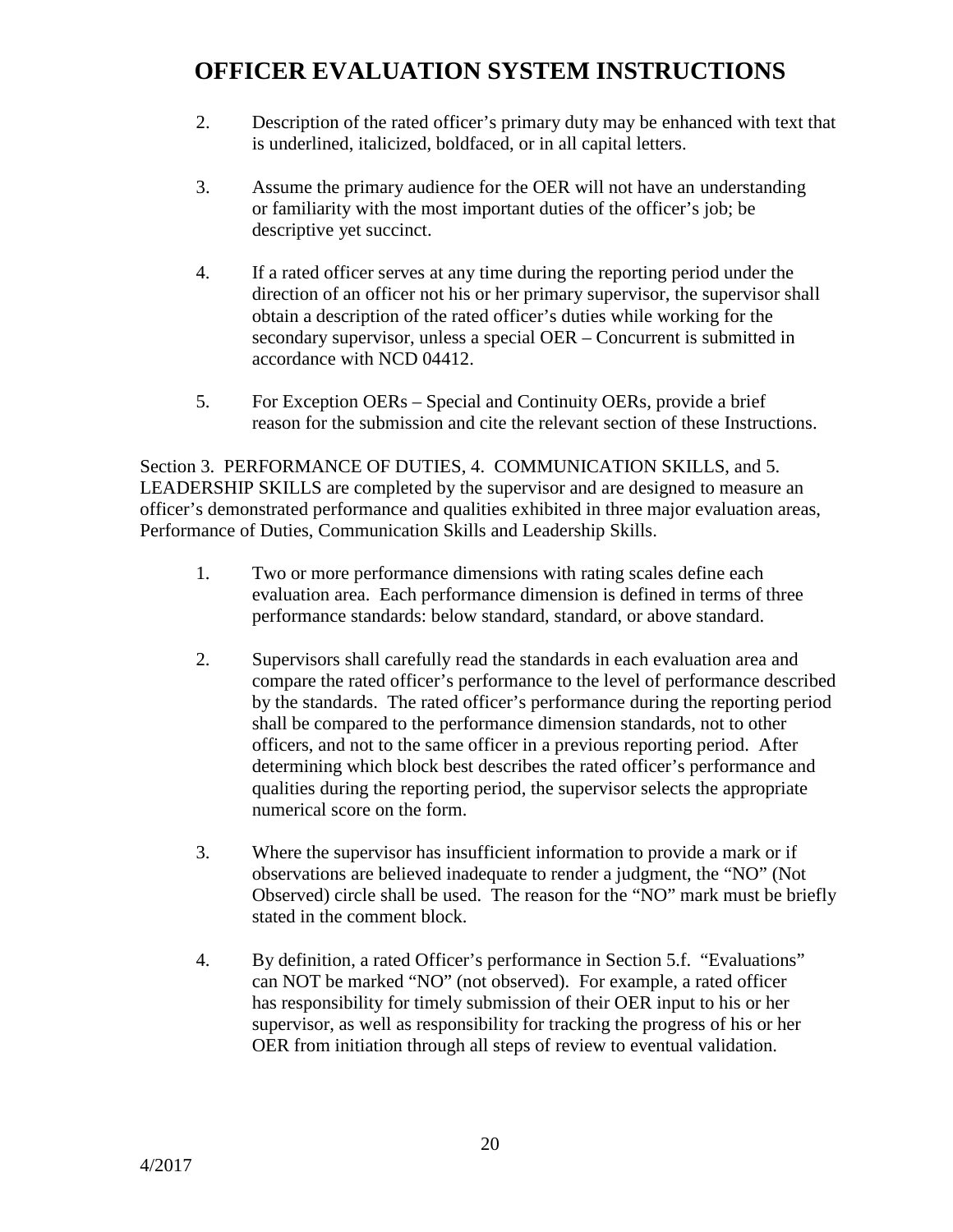2. Description of the rated officer's primary duty may be enhanced with text that is underlined, italicized, boldfaced, or in all capital letters.

3. Assume the primary audience for the OER will not have an understanding or familiarity with the most important duties of the officer's job; be descriptive yet succinct.

4. If a rated officer serves at any time during the reporting period under the direction of an officer not his or her primary supervisor, the supervisor shall obtain a description of the rated officer's duties while working for the secondary supervisor, unless a special OER – Concurrent is submitted in accordance with NCD 04412.

5. For Exception OERs – Special and Continuity OERs, provide a brief reason for the submission and cite the relevant section of these Instructions.

Section 3. PERFORMANCE OF DUTIES, 4. COMMUNICATION SKILLS, and 5. LEADERSHIP SKILLS are completed by the supervisor and are designed to measure an officer's demonstrated performance and qualities exhibited in three major evaluation areas, Performance of Duties, Communication Skills and Leadership Skills.

1. Two or more performance dimensions with rating scales define each evaluation area. Each performance dimension is defined in terms of three performance standards: below standard, standard, or above standard.

2. Supervisors shall carefully read the standards in each evaluation area and compare the rated officer's performance to the level of performance described by the standards. The rated officer's performance during the reporting period shall be compared to the performance dimension standards, not to other officers, and not to the same officer in a previous reporting period. After determining which block best describes the rated officer's performance and qualities during the reporting period, the supervisor selects the appropriate numerical score on the form.

3. Where the supervisor has insufficient information to provide a mark or if observations are believed inadequate to render a judgment, the "NO" (Not Observed) circle shall be used. The reason for the "NO" mark must be briefly stated in the comment block.

4. By definition, a rated Officer's performance in Section 5.f. "Evaluations" can NOT be marked "NO" (not observed). For example, a rated officer has responsibility for timely submission of their OER input to his or her supervisor, as well as responsibility for tracking the progress of his or her OER from initiation through all steps of review to eventual validation.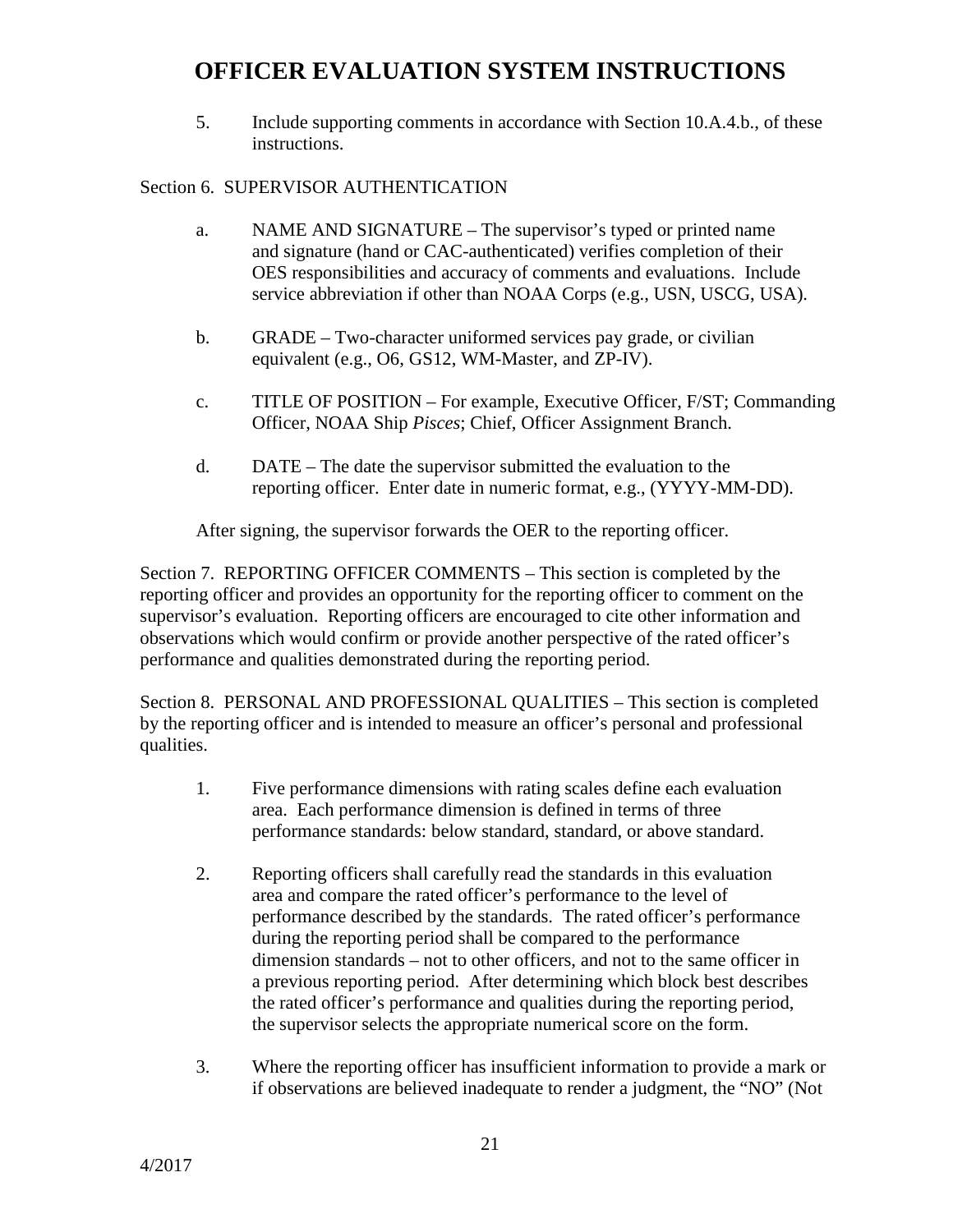5. Include supporting comments in accordance with Section 10.A.4.b., of these instructions.

Section 6. SUPERVISOR AUTHENTICATION

a. NAME AND SIGNATURE – The supervisor's typed or printed name and signature (hand or CAC-authenticated) verifies completion of their OES responsibilities and accuracy of comments and evaluations. Include service abbreviation if other than NOAA Corps (e.g., USN, USCG, USA).

b. GRADE – Two-character uniformed services pay grade, or civilian equivalent (e.g., O6, GS12, WM-Master, and ZP-IV).

c. TITLE OF POSITION – For example, Executive Officer, F/ST; Commanding Officer, NOAA Ship *Pisces*; Chief, Officer Assignment Branch.

d. DATE – The date the supervisor submitted the evaluation to the reporting officer. Enter date in numeric format, e.g., (YYYY-MM-DD).

After signing, the supervisor forwards the OER to the reporting officer.

Section 7. REPORTING OFFICER COMMENTS – This section is completed by the reporting officer and provides an opportunity for the reporting officer to comment on the supervisor's evaluation. Reporting officers are encouraged to cite other information and observations which would confirm or provide another perspective of the rated officer's performance and qualities demonstrated during the reporting period.

Section 8. PERSONAL AND PROFESSIONAL QUALITIES – This section is completed by the reporting officer and is intended to measure an officer's personal and professional qualities.

1. Five performance dimensions with rating scales define each evaluation area. Each performance dimension is defined in terms of three performance standards: below standard, standard, or above standard.

2. Reporting officers shall carefully read the standards in this evaluation area and compare the rated officer's performance to the level of performance described by the standards. The rated officer's performance during the reporting period shall be compared to the performance dimension standards – not to other officers, and not to the same officer in a previous reporting period. After determining which block best describes the rated officer's performance and qualities during the reporting period, the supervisor selects the appropriate numerical score on the form.

3. Where the reporting officer has insufficient information to provide a mark or if observations are believed inadequate to render a judgment, the "NO" (Not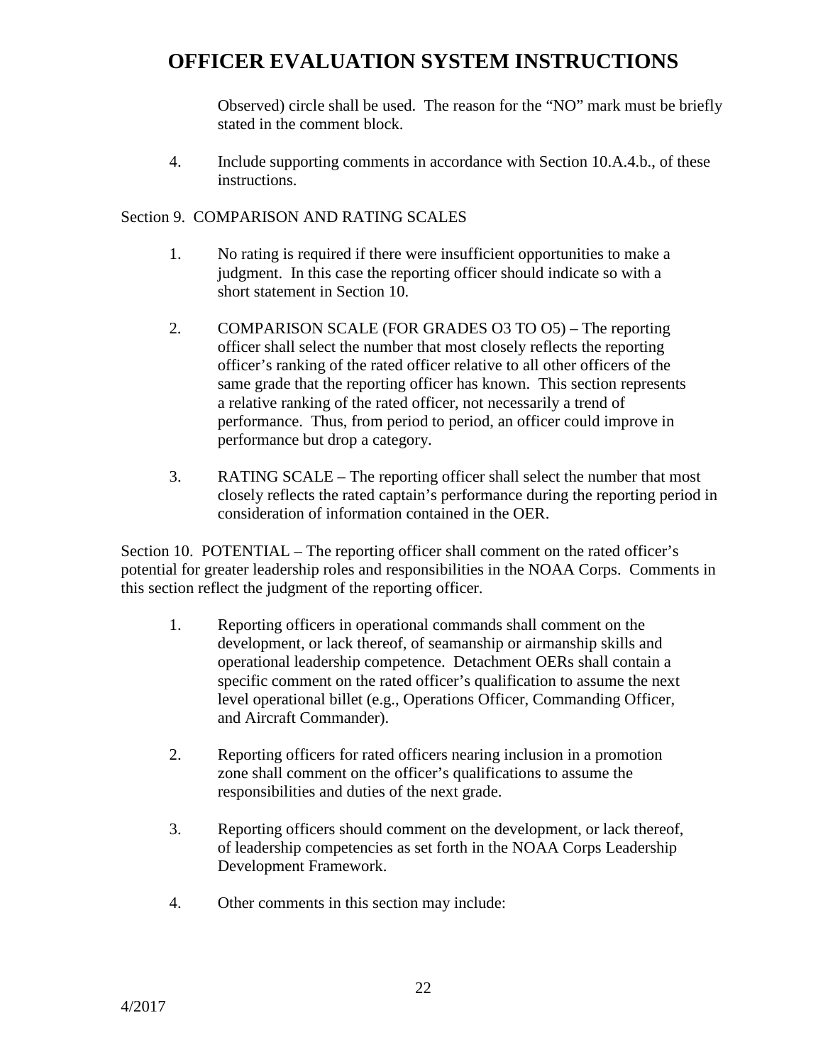Observed) circle shall be used. The reason for the "NO" mark must be briefly stated in the comment block.

4. Include supporting comments in accordance with Section 10.A.4.b., of these instructions.

Section 9. COMPARISON AND RATING SCALES

1. No rating is required if there were insufficient opportunities to make a judgment. In this case the reporting officer should indicate so with a short statement in Section 10.

2. COMPARISON SCALE (FOR GRADES O3 TO O5) – The reporting officer shall select the number that most closely reflects the reporting officer's ranking of the rated officer relative to all other officers of the same grade that the reporting officer has known. This section represents a relative ranking of the rated officer, not necessarily a trend of performance. Thus, from period to period, an officer could improve in performance but drop a category.

3. RATING SCALE – The reporting officer shall select the number that most closely reflects the rated captain's performance during the reporting period in consideration of information contained in the OER.

Section 10. POTENTIAL – The reporting officer shall comment on the rated officer's potential for greater leadership roles and responsibilities in the NOAA Corps. Comments in this section reflect the judgment of the reporting officer.

1. Reporting officers in operational commands shall comment on the development, or lack thereof, of seamanship or airmanship skills and operational leadership competence. Detachment OERs shall contain a specific comment on the rated officer's qualification to assume the next level operational billet (e.g., Operations Officer, Commanding Officer, and Aircraft Commander).

2. Reporting officers for rated officers nearing inclusion in a promotion zone shall comment on the officer's qualifications to assume the responsibilities and duties of the next grade.

3. Reporting officers should comment on the development, or lack thereof, of leadership competencies as set forth in the NOAA Corps Leadership Development Framework.

4. Other comments in this section may include: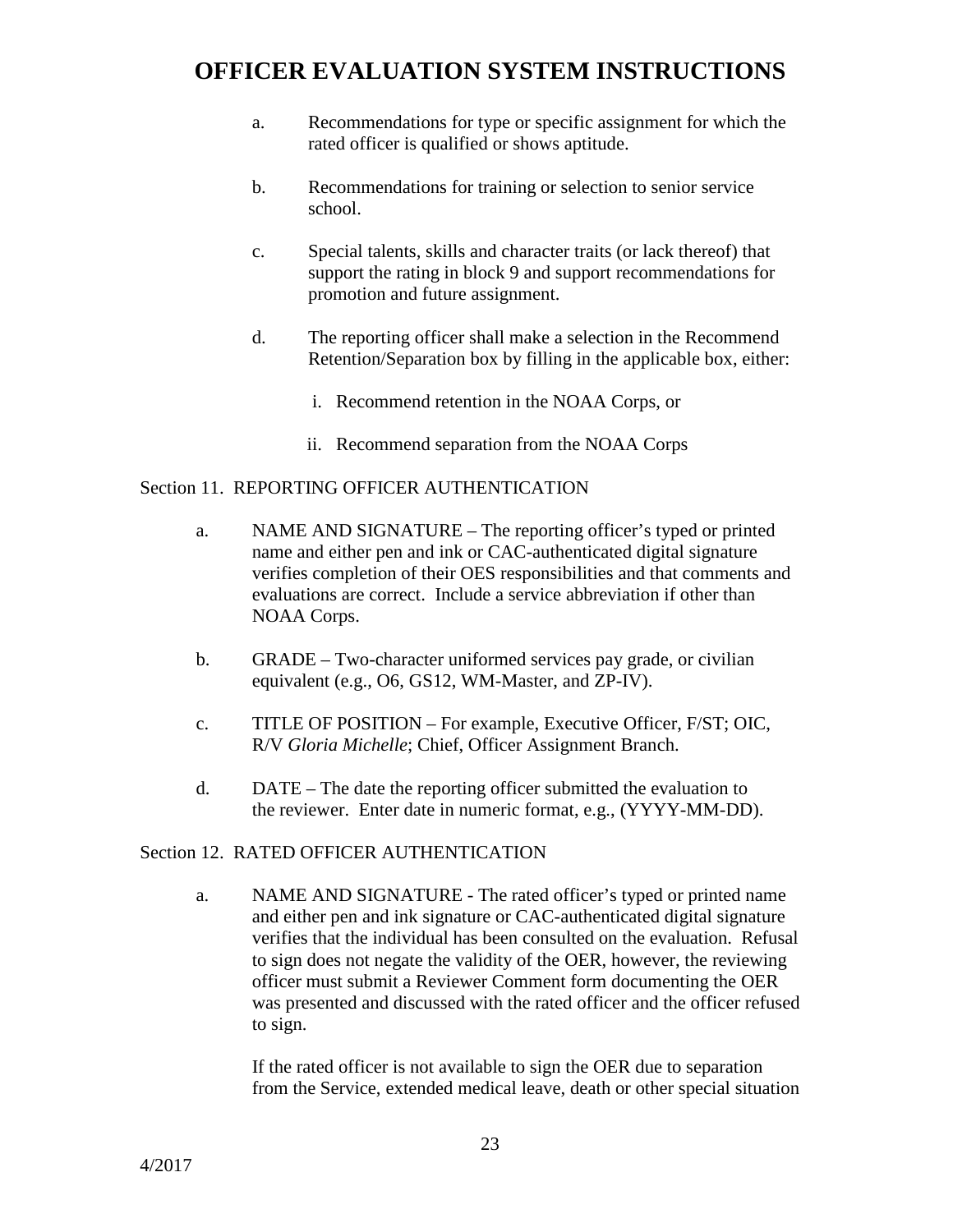a. Recommendations for type or specific assignment for which the rated officer is qualified or shows aptitude.

b. Recommendations for training or selection to senior service school.

c. Special talents, skills and character traits (or lack thereof) that support the rating in block 9 and support recommendations for promotion and future assignment.

d. The reporting officer shall make a selection in the Recommend Retention/Separation box by filling in the applicable box, either:

   i. Recommend retention in the NOAA Corps, or

   ii. Recommend separation from the NOAA Corps

Section 11. REPORTING OFFICER AUTHENTICATION

a. NAME AND SIGNATURE – The reporting officer's typed or printed name and either pen and ink or CAC-authenticated digital signature verifies completion of their OES responsibilities and that comments and evaluations are correct. Include a service abbreviation if other than NOAA Corps.

b. GRADE – Two-character uniformed services pay grade, or civilian equivalent (e.g., O6, GS12, WM-Master, and ZP-IV).

c. TITLE OF POSITION – For example, Executive Officer, F/ST; OIC, R/V *Gloria Michelle*; Chief, Officer Assignment Branch.

d. DATE – The date the reporting officer submitted the evaluation to the reviewer. Enter date in numeric format, e.g., (YYYY-MM-DD).

Section 12. RATED OFFICER AUTHENTICATION

a. NAME AND SIGNATURE - The rated officer's typed or printed name and either pen and ink signature or CAC-authenticated digital signature verifies that the individual has been consulted on the evaluation. Refusal to sign does not negate the validity of the OER, however, the reviewing officer must submit a Reviewer Comment form documenting the OER was presented and discussed with the rated officer and the officer refused to sign.

   If the rated officer is not available to sign the OER due to separation from the Service, extended medical leave, death or other special situation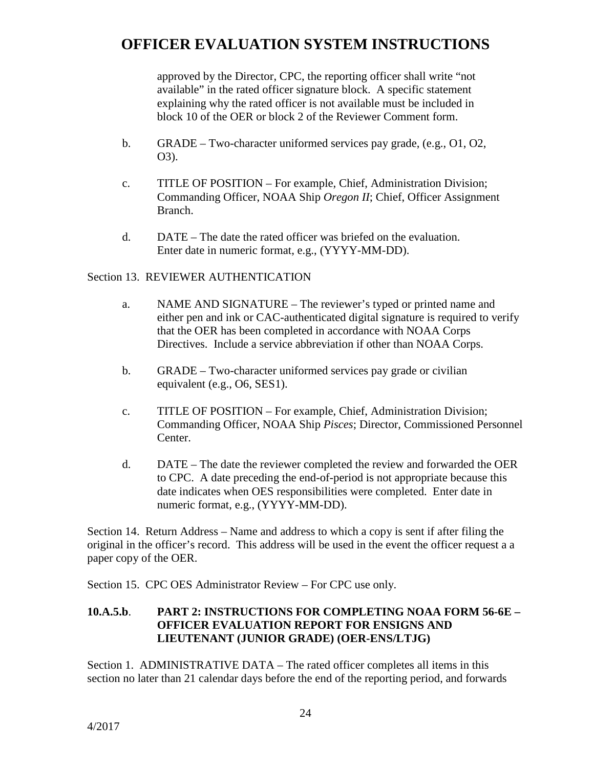approved by the Director, CPC, the reporting officer shall write "not available" in the rated officer signature block. A specific statement explaining why the rated officer is not available must be included in block 10 of the OER or block 2 of the Reviewer Comment form.

b. GRADE – Two-character uniformed services pay grade, (e.g., O1, O2, O3).

c. TITLE OF POSITION – For example, Chief, Administration Division; Commanding Officer, NOAA Ship *Oregon II*; Chief, Officer Assignment Branch.

d. DATE – The date the rated officer was briefed on the evaluation. Enter date in numeric format, e.g., (YYYY-MM-DD).

Section 13. REVIEWER AUTHENTICATION

a. NAME AND SIGNATURE – The reviewer's typed or printed name and either pen and ink or CAC-authenticated digital signature is required to verify that the OER has been completed in accordance with NOAA Corps Directives. Include a service abbreviation if other than NOAA Corps.

b. GRADE – Two-character uniformed services pay grade or civilian equivalent (e.g., O6, SES1).

c. TITLE OF POSITION – For example, Chief, Administration Division; Commanding Officer, NOAA Ship *Pisces*; Director, Commissioned Personnel Center.

d. DATE – The date the reviewer completed the review and forwarded the OER to CPC. A date preceding the end-of-period is not appropriate because this date indicates when OES responsibilities were completed. Enter date in numeric format, e.g., (YYYY-MM-DD).

Section 14. Return Address – Name and address to which a copy is sent if after filing the original in the officer's record. This address will be used in the event the officer request a a paper copy of the OER.

Section 15. CPC OES Administrator Review – For CPC use only.

**10.A.5.b**. **PART 2: INSTRUCTIONS FOR COMPLETING NOAA FORM 56-6E – OFFICER EVALUATION REPORT FOR ENSIGNS AND LIEUTENANT (JUNIOR GRADE) (OER-ENS/LTJG)**

Section 1. ADMINISTRATIVE DATA – The rated officer completes all items in this section no later than 21 calendar days before the end of the reporting period, and forwards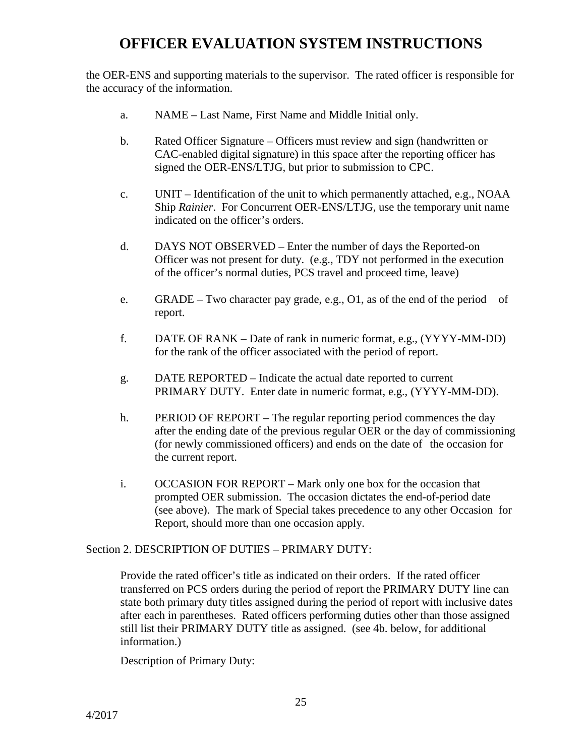the OER-ENS and supporting materials to the supervisor. The rated officer is responsible for the accuracy of the information.

a. NAME – Last Name, First Name and Middle Initial only.

b. Rated Officer Signature – Officers must review and sign (handwritten or CAC-enabled digital signature) in this space after the reporting officer has signed the OER-ENS/LTJG, but prior to submission to CPC.

c. UNIT – Identification of the unit to which permanently attached, e.g., NOAA Ship *Rainier*. For Concurrent OER-ENS/LTJG, use the temporary unit name indicated on the officer's orders.

d. DAYS NOT OBSERVED – Enter the number of days the Reported-on Officer was not present for duty. (e.g., TDY not performed in the execution of the officer's normal duties, PCS travel and proceed time, leave)

e. GRADE – Two character pay grade, e.g., O1, as of the end of the period of report.

f. DATE OF RANK – Date of rank in numeric format, e.g., (YYYY-MM-DD) for the rank of the officer associated with the period of report.

g. DATE REPORTED – Indicate the actual date reported to current PRIMARY DUTY. Enter date in numeric format, e.g., (YYYY-MM-DD).

h. PERIOD OF REPORT – The regular reporting period commences the day after the ending date of the previous regular OER or the day of commissioning (for newly commissioned officers) and ends on the date of the occasion for the current report.

i. OCCASION FOR REPORT – Mark only one box for the occasion that prompted OER submission. The occasion dictates the end-of-period date (see above). The mark of Special takes precedence to any other Occasion for Report, should more than one occasion apply.

Section 2. DESCRIPTION OF DUTIES – PRIMARY DUTY:

Provide the rated officer's title as indicated on their orders. If the rated officer transferred on PCS orders during the period of report the PRIMARY DUTY line can state both primary duty titles assigned during the period of report with inclusive dates after each in parentheses. Rated officers performing duties other than those assigned still list their PRIMARY DUTY title as assigned. (see 4b. below, for additional information.)

Description of Primary Duty: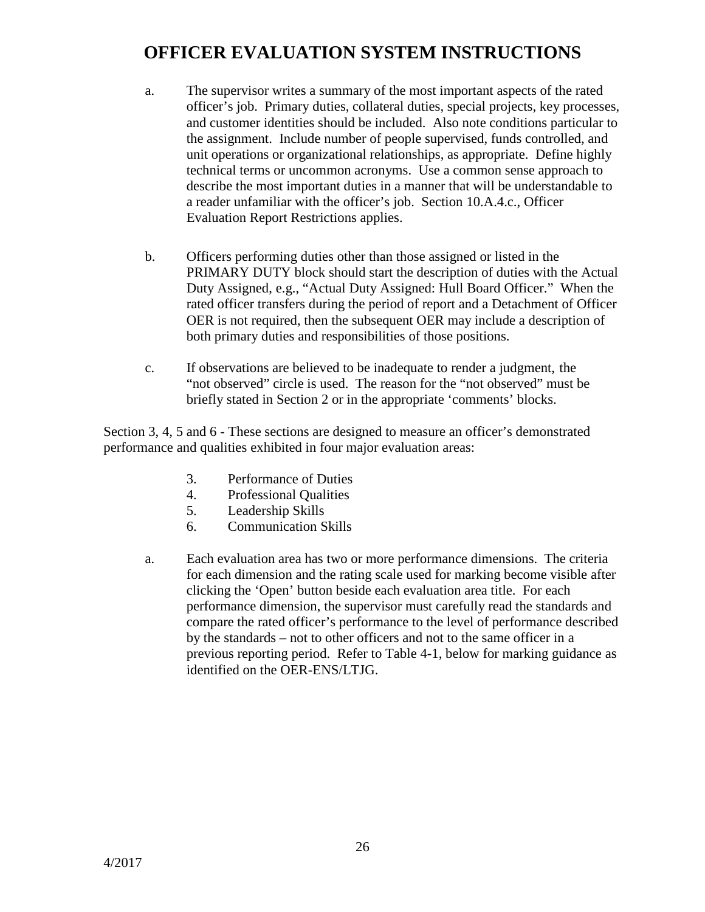# OFFICER EVALUATION SYSTEM INSTRUCTIONS

a. The supervisor writes a summary of the most important aspects of the rated officer's job. Primary duties, collateral duties, special projects, key processes, and customer identities should be included. Also note conditions particular to the assignment. Include number of people supervised, funds controlled, and unit operations or organizational relationships, as appropriate. Define highly technical terms or uncommon acronyms. Use a common sense approach to describe the most important duties in a manner that will be understandable to a reader unfamiliar with the officer's job. Section 10.A.4.c., Officer Evaluation Report Restrictions applies.

b. Officers performing duties other than those assigned or listed in the PRIMARY DUTY block should start the description of duties with the Actual Duty Assigned, e.g., "Actual Duty Assigned: Hull Board Officer." When the rated officer transfers during the period of report and a Detachment of Officer OER is not required, then the subsequent OER may include a description of both primary duties and responsibilities of those positions.

c. If observations are believed to be inadequate to render a judgment, the "not observed" circle is used. The reason for the "not observed" must be briefly stated in Section 2 or in the appropriate 'comments' blocks.

Section 3, 4, 5 and 6 - These sections are designed to measure an officer's demonstrated performance and qualities exhibited in four major evaluation areas:

3. Performance of Duties
4. Professional Qualities
5. Leadership Skills
6. Communication Skills

a. Each evaluation area has two or more performance dimensions. The criteria for each dimension and the rating scale used for marking become visible after clicking the 'Open' button beside each evaluation area title. For each performance dimension, the supervisor must carefully read the standards and compare the rated officer's performance to the level of performance described by the standards – not to other officers and not to the same officer in a previous reporting period. Refer to Table 4-1, below for marking guidance as identified on the OER-ENS/LTJG.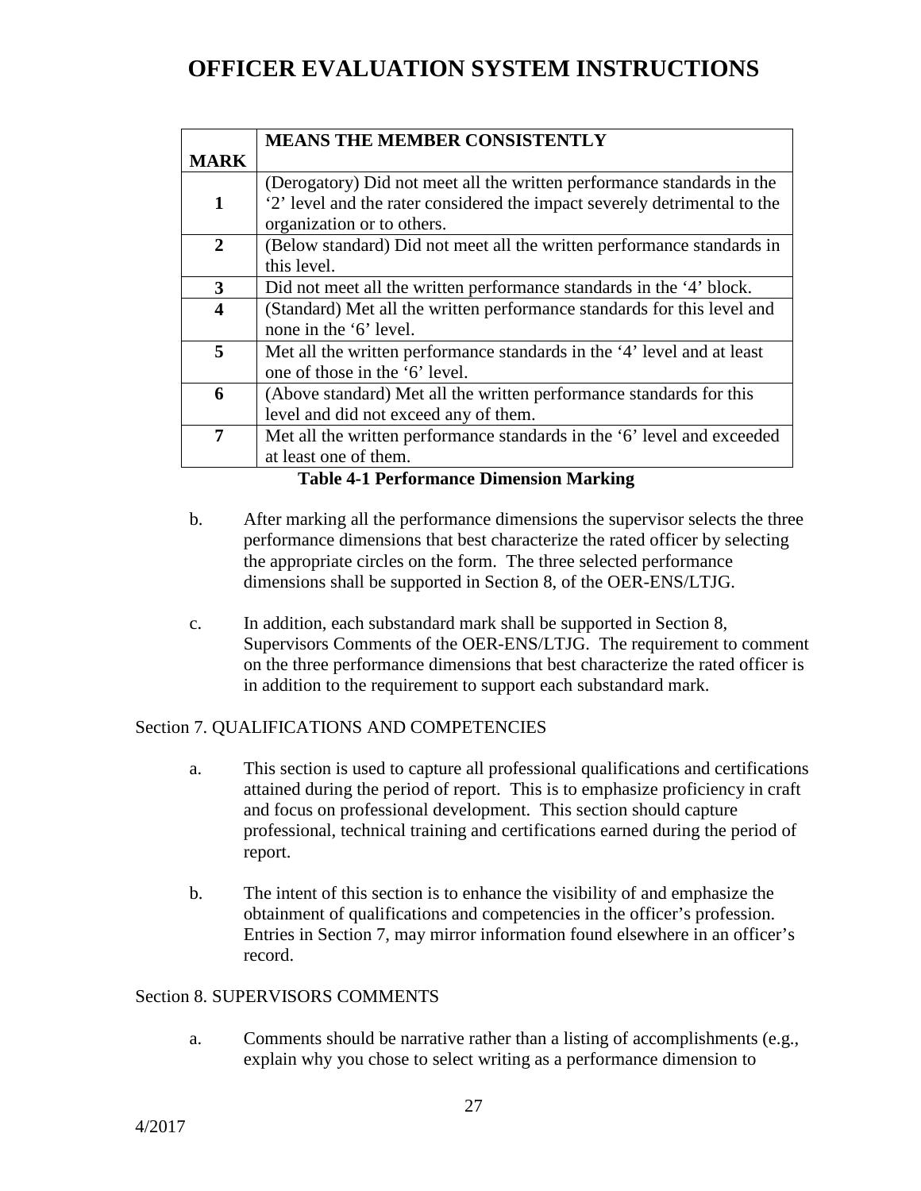| MARK | MEANS THE MEMBER CONSISTENTLY |
|---|---|
| 1 | (Derogatory) Did not meet all the written performance standards in the '2' level and the rater considered the impact severely detrimental to the organization or to others. |
| 2 | (Below standard) Did not meet all the written performance standards in this level. |
| 3 | Did not meet all the written performance standards in the '4' block. |
| 4 | (Standard) Met all the written performance standards for this level and none in the '6' level. |
| 5 | Met all the written performance standards in the '4' level and at least one of those in the '6' level. |
| 6 | (Above standard) Met all the written performance standards for this level and did not exceed any of them. |
| 7 | Met all the written performance standards in the '6' level and exceeded at least one of them. |

**Table 4-1 Performance Dimension Marking**

b. After marking all the performance dimensions the supervisor selects the three performance dimensions that best characterize the rated officer by selecting the appropriate circles on the form. The three selected performance dimensions shall be supported in Section 8, of the OER-ENS/LTJG.

c. In addition, each substandard mark shall be supported in Section 8, Supervisors Comments of the OER-ENS/LTJG. The requirement to comment on the three performance dimensions that best characterize the rated officer is in addition to the requirement to support each substandard mark.

Section 7. QUALIFICATIONS AND COMPETENCIES

a. This section is used to capture all professional qualifications and certifications attained during the period of report. This is to emphasize proficiency in craft and focus on professional development. This section should capture professional, technical training and certifications earned during the period of report.

b. The intent of this section is to enhance the visibility of and emphasize the obtainment of qualifications and competencies in the officer's profession. Entries in Section 7, may mirror information found elsewhere in an officer's record.

Section 8. SUPERVISORS COMMENTS

a. Comments should be narrative rather than a listing of accomplishments (e.g., explain why you chose to select writing as a performance dimension to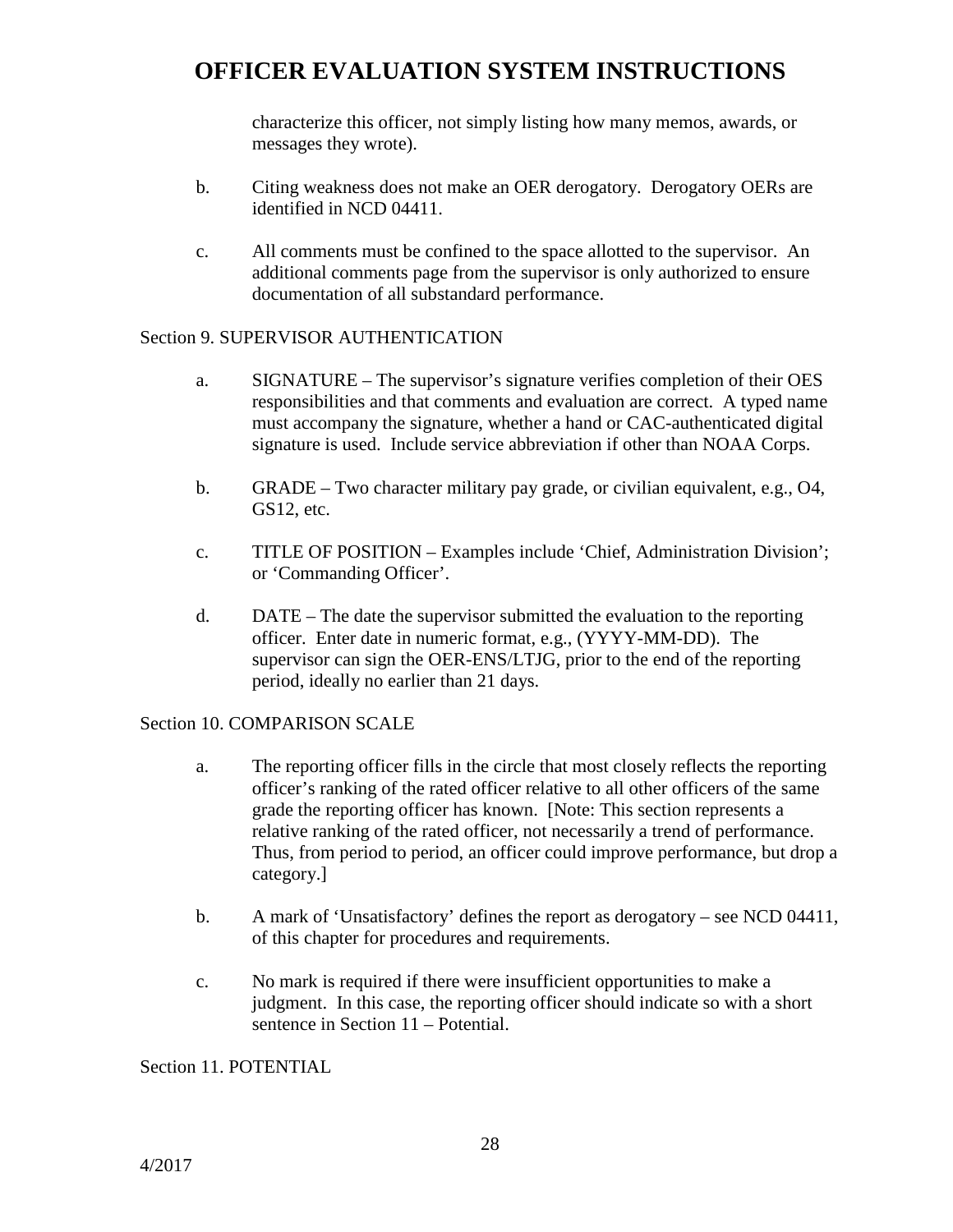characterize this officer, not simply listing how many memos, awards, or messages they wrote).

b. Citing weakness does not make an OER derogatory. Derogatory OERs are identified in NCD 04411.

c. All comments must be confined to the space allotted to the supervisor. An additional comments page from the supervisor is only authorized to ensure documentation of all substandard performance.

Section 9. SUPERVISOR AUTHENTICATION

a. SIGNATURE – The supervisor's signature verifies completion of their OES responsibilities and that comments and evaluation are correct. A typed name must accompany the signature, whether a hand or CAC-authenticated digital signature is used. Include service abbreviation if other than NOAA Corps.

b. GRADE – Two character military pay grade, or civilian equivalent, e.g., O4, GS12, etc.

c. TITLE OF POSITION – Examples include 'Chief, Administration Division'; or 'Commanding Officer'.

d. DATE – The date the supervisor submitted the evaluation to the reporting officer. Enter date in numeric format, e.g., (YYYY-MM-DD). The supervisor can sign the OER-ENS/LTJG, prior to the end of the reporting period, ideally no earlier than 21 days.

Section 10. COMPARISON SCALE

a. The reporting officer fills in the circle that most closely reflects the reporting officer's ranking of the rated officer relative to all other officers of the same grade the reporting officer has known. [Note: This section represents a relative ranking of the rated officer, not necessarily a trend of performance. Thus, from period to period, an officer could improve performance, but drop a category.]

b. A mark of 'Unsatisfactory' defines the report as derogatory – see NCD 04411, of this chapter for procedures and requirements.

c. No mark is required if there were insufficient opportunities to make a judgment. In this case, the reporting officer should indicate so with a short sentence in Section 11 – Potential.

Section 11. POTENTIAL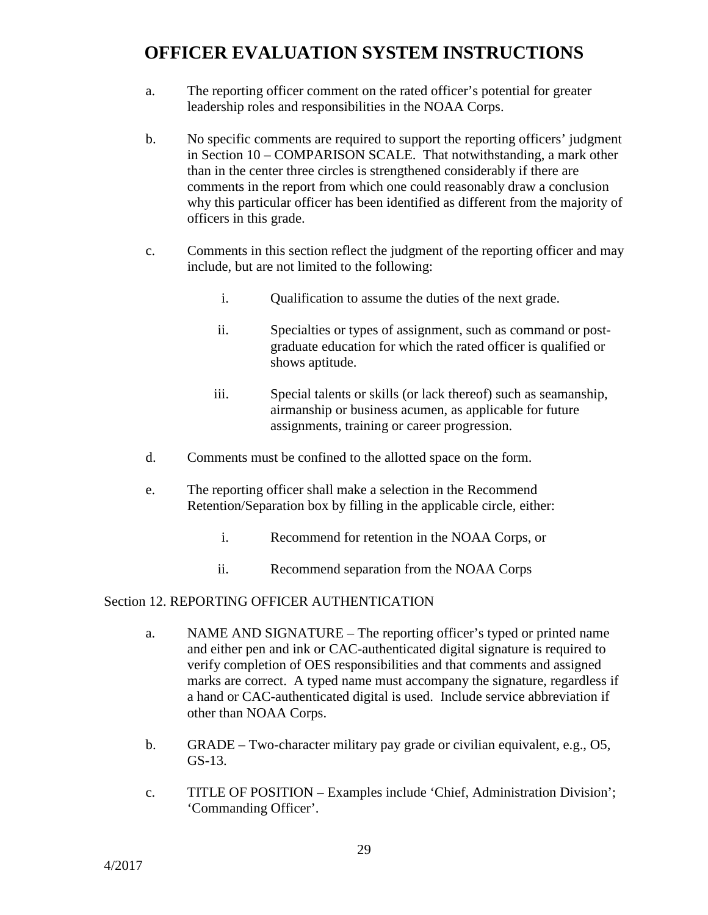a. The reporting officer comment on the rated officer's potential for greater leadership roles and responsibilities in the NOAA Corps.

b. No specific comments are required to support the reporting officers' judgment in Section 10 – COMPARISON SCALE. That notwithstanding, a mark other than in the center three circles is strengthened considerably if there are comments in the report from which one could reasonably draw a conclusion why this particular officer has been identified as different from the majority of officers in this grade.

c. Comments in this section reflect the judgment of the reporting officer and may include, but are not limited to the following:

   i. Qualification to assume the duties of the next grade.

   ii. Specialties or types of assignment, such as command or post-graduate education for which the rated officer is qualified or shows aptitude.

   iii. Special talents or skills (or lack thereof) such as seamanship, airmanship or business acumen, as applicable for future assignments, training or career progression.

d. Comments must be confined to the allotted space on the form.

e. The reporting officer shall make a selection in the Recommend Retention/Separation box by filling in the applicable circle, either:

   i. Recommend for retention in the NOAA Corps, or

   ii. Recommend separation from the NOAA Corps

Section 12. REPORTING OFFICER AUTHENTICATION

a. NAME AND SIGNATURE – The reporting officer's typed or printed name and either pen and ink or CAC-authenticated digital signature is required to verify completion of OES responsibilities and that comments and assigned marks are correct. A typed name must accompany the signature, regardless if a hand or CAC-authenticated digital is used. Include service abbreviation if other than NOAA Corps.

b. GRADE – Two-character military pay grade or civilian equivalent, e.g., O5, GS-13.

c. TITLE OF POSITION – Examples include 'Chief, Administration Division'; 'Commanding Officer'.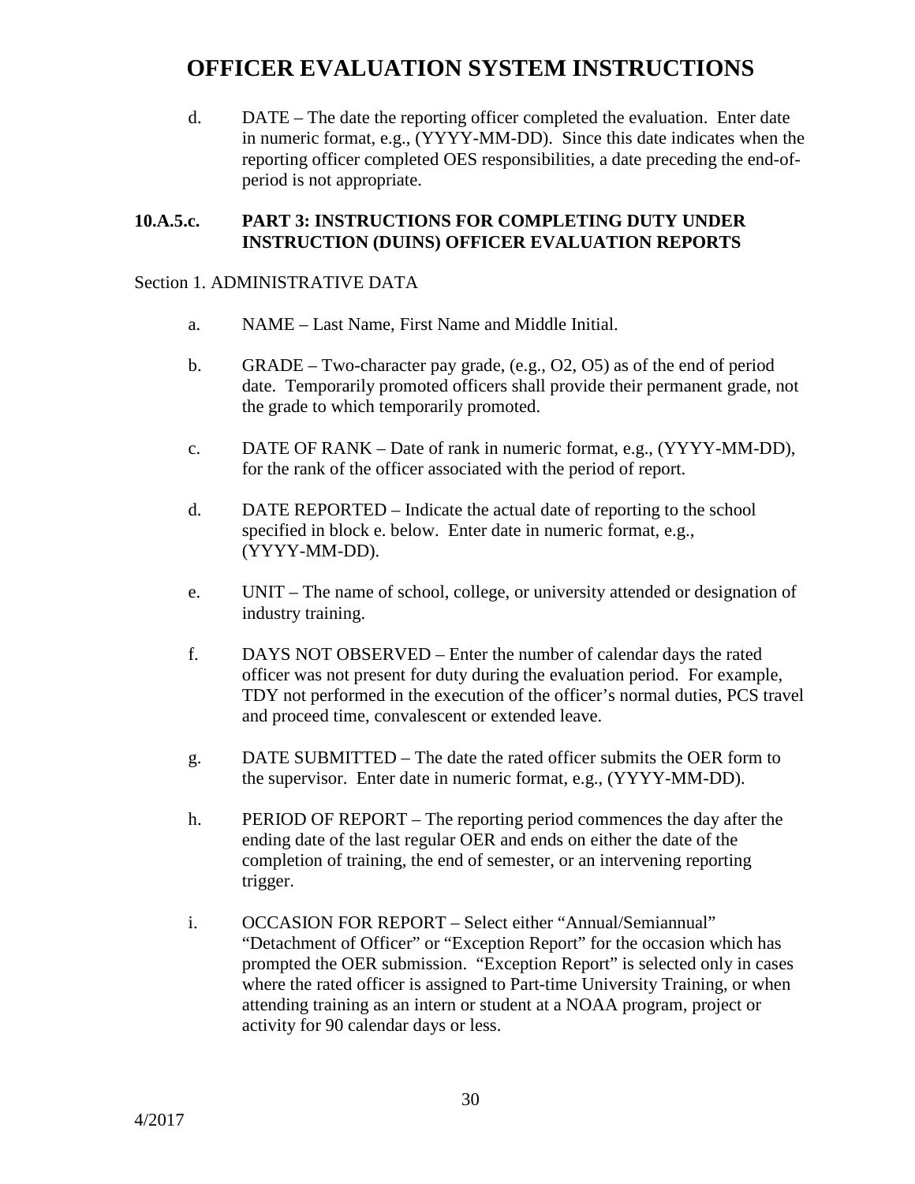d. DATE – The date the reporting officer completed the evaluation. Enter date in numeric format, e.g., (YYYY-MM-DD). Since this date indicates when the reporting officer completed OES responsibilities, a date preceding the end-of-period is not appropriate.

### 10.A.5.c. PART 3: INSTRUCTIONS FOR COMPLETING DUTY UNDER INSTRUCTION (DUINS) OFFICER EVALUATION REPORTS

Section 1. ADMINISTRATIVE DATA

a. NAME – Last Name, First Name and Middle Initial.

b. GRADE – Two-character pay grade, (e.g., O2, O5) as of the end of period date. Temporarily promoted officers shall provide their permanent grade, not the grade to which temporarily promoted.

c. DATE OF RANK – Date of rank in numeric format, e.g., (YYYY-MM-DD), for the rank of the officer associated with the period of report.

d. DATE REPORTED – Indicate the actual date of reporting to the school specified in block e. below. Enter date in numeric format, e.g., (YYYY-MM-DD).

e. UNIT – The name of school, college, or university attended or designation of industry training.

f. DAYS NOT OBSERVED – Enter the number of calendar days the rated officer was not present for duty during the evaluation period. For example, TDY not performed in the execution of the officer's normal duties, PCS travel and proceed time, convalescent or extended leave.

g. DATE SUBMITTED – The date the rated officer submits the OER form to the supervisor. Enter date in numeric format, e.g., (YYYY-MM-DD).

h. PERIOD OF REPORT – The reporting period commences the day after the ending date of the last regular OER and ends on either the date of the completion of training, the end of semester, or an intervening reporting trigger.

i. OCCASION FOR REPORT – Select either "Annual/Semiannual" "Detachment of Officer" or "Exception Report" for the occasion which has prompted the OER submission. "Exception Report" is selected only in cases where the rated officer is assigned to Part-time University Training, or when attending training as an intern or student at a NOAA program, project or activity for 90 calendar days or less.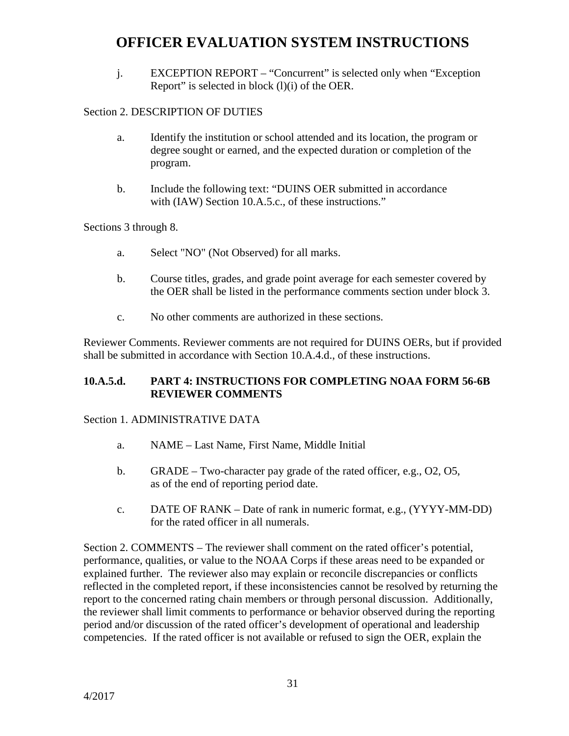j. EXCEPTION REPORT – “Concurrent” is selected only when “Exception Report” is selected in block (l)(i) of the OER.

Section 2. DESCRIPTION OF DUTIES

a. Identify the institution or school attended and its location, the program or degree sought or earned, and the expected duration or completion of the program.

b. Include the following text: “DUINS OER submitted in accordance with (IAW) Section 10.A.5.c., of these instructions.”

Sections 3 through 8.

a. Select "NO" (Not Observed) for all marks.

b. Course titles, grades, and grade point average for each semester covered by the OER shall be listed in the performance comments section under block 3.

c. No other comments are authorized in these sections.

Reviewer Comments. Reviewer comments are not required for DUINS OERs, but if provided shall be submitted in accordance with Section 10.A.4.d., of these instructions.

### 10.A.5.d. PART 4: INSTRUCTIONS FOR COMPLETING NOAA FORM 56-6B REVIEWER COMMENTS

Section 1. ADMINISTRATIVE DATA

a. NAME – Last Name, First Name, Middle Initial

b. GRADE – Two-character pay grade of the rated officer, e.g., O2, O5, as of the end of reporting period date.

c. DATE OF RANK – Date of rank in numeric format, e.g., (YYYY-MM-DD) for the rated officer in all numerals.

Section 2. COMMENTS – The reviewer shall comment on the rated officer’s potential, performance, qualities, or value to the NOAA Corps if these areas need to be expanded or explained further. The reviewer also may explain or reconcile discrepancies or conflicts reflected in the completed report, if these inconsistencies cannot be resolved by returning the report to the concerned rating chain members or through personal discussion. Additionally, the reviewer shall limit comments to performance or behavior observed during the reporting period and/or discussion of the rated officer’s development of operational and leadership competencies. If the rated officer is not available or refused to sign the OER, explain the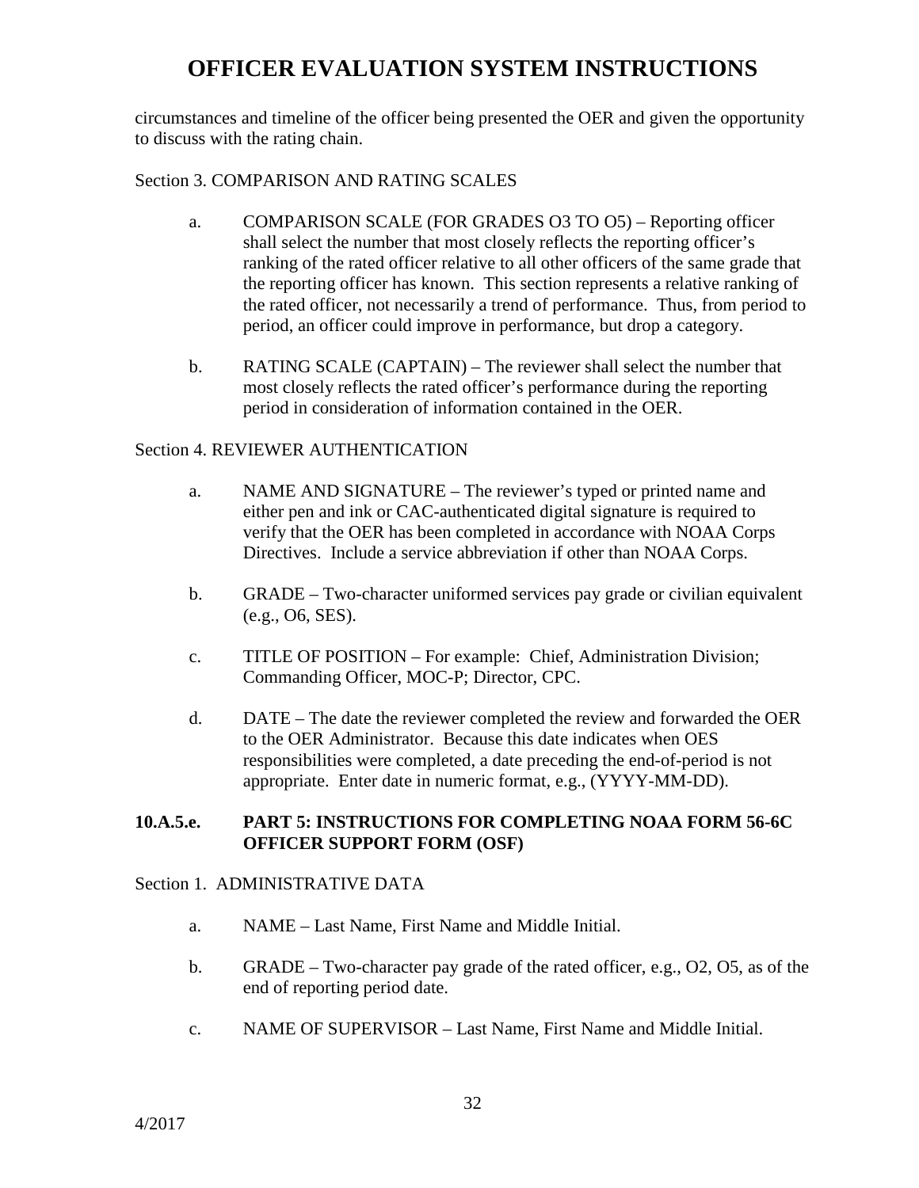circumstances and timeline of the officer being presented the OER and given the opportunity to discuss with the rating chain.

Section 3. COMPARISON AND RATING SCALES

a. COMPARISON SCALE (FOR GRADES O3 TO O5) – Reporting officer shall select the number that most closely reflects the reporting officer's ranking of the rated officer relative to all other officers of the same grade that the reporting officer has known. This section represents a relative ranking of the rated officer, not necessarily a trend of performance. Thus, from period to period, an officer could improve in performance, but drop a category.

b. RATING SCALE (CAPTAIN) – The reviewer shall select the number that most closely reflects the rated officer's performance during the reporting period in consideration of information contained in the OER.

Section 4. REVIEWER AUTHENTICATION

a. NAME AND SIGNATURE – The reviewer's typed or printed name and either pen and ink or CAC-authenticated digital signature is required to verify that the OER has been completed in accordance with NOAA Corps Directives. Include a service abbreviation if other than NOAA Corps.

b. GRADE – Two-character uniformed services pay grade or civilian equivalent (e.g., O6, SES).

c. TITLE OF POSITION – For example: Chief, Administration Division; Commanding Officer, MOC-P; Director, CPC.

d. DATE – The date the reviewer completed the review and forwarded the OER to the OER Administrator. Because this date indicates when OES responsibilities were completed, a date preceding the end-of-period is not appropriate. Enter date in numeric format, e.g., (YYYY-MM-DD).

**10.A.5.e. PART 5: INSTRUCTIONS FOR COMPLETING NOAA FORM 56-6C OFFICER SUPPORT FORM (OSF)**

Section 1. ADMINISTRATIVE DATA

a. NAME – Last Name, First Name and Middle Initial.

b. GRADE – Two-character pay grade of the rated officer, e.g., O2, O5, as of the end of reporting period date.

c. NAME OF SUPERVISOR – Last Name, First Name and Middle Initial.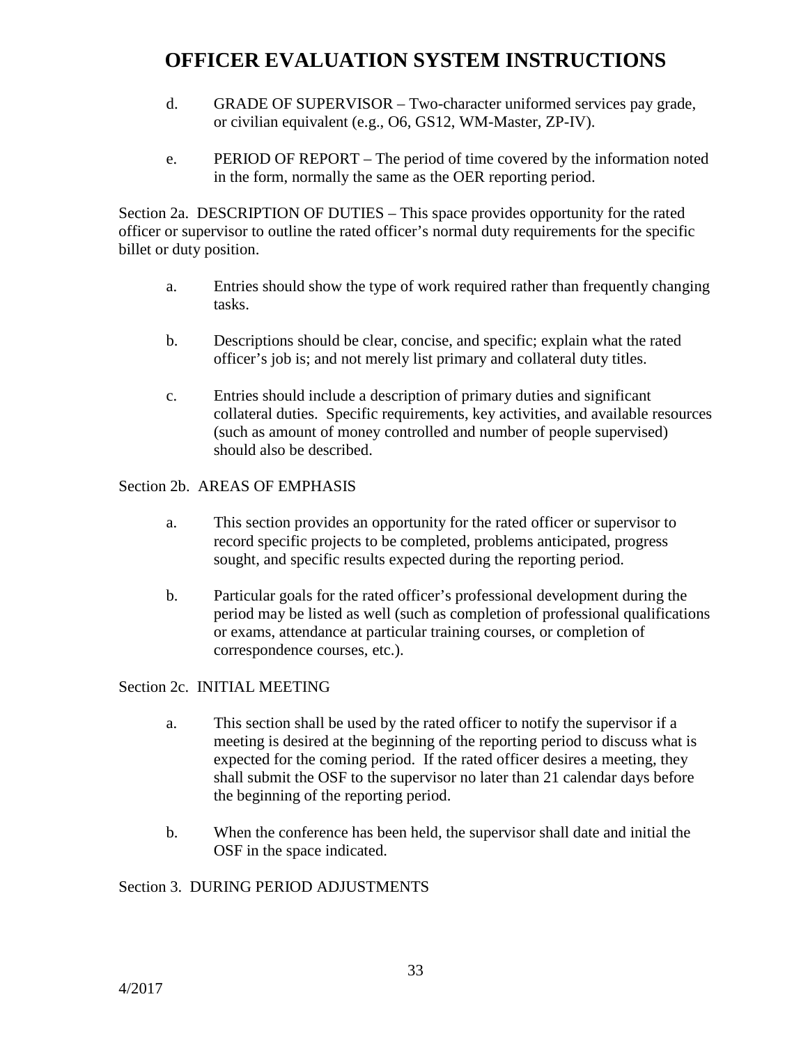d. GRADE OF SUPERVISOR – Two-character uniformed services pay grade, or civilian equivalent (e.g., O6, GS12, WM-Master, ZP-IV).

e. PERIOD OF REPORT – The period of time covered by the information noted in the form, normally the same as the OER reporting period.

Section 2a. DESCRIPTION OF DUTIES – This space provides opportunity for the rated officer or supervisor to outline the rated officer's normal duty requirements for the specific billet or duty position.

a. Entries should show the type of work required rather than frequently changing tasks.

b. Descriptions should be clear, concise, and specific; explain what the rated officer's job is; and not merely list primary and collateral duty titles.

c. Entries should include a description of primary duties and significant collateral duties. Specific requirements, key activities, and available resources (such as amount of money controlled and number of people supervised) should also be described.

Section 2b. AREAS OF EMPHASIS

a. This section provides an opportunity for the rated officer or supervisor to record specific projects to be completed, problems anticipated, progress sought, and specific results expected during the reporting period.

b. Particular goals for the rated officer's professional development during the period may be listed as well (such as completion of professional qualifications or exams, attendance at particular training courses, or completion of correspondence courses, etc.).

Section 2c. INITIAL MEETING

a. This section shall be used by the rated officer to notify the supervisor if a meeting is desired at the beginning of the reporting period to discuss what is expected for the coming period. If the rated officer desires a meeting, they shall submit the OSF to the supervisor no later than 21 calendar days before the beginning of the reporting period.

b. When the conference has been held, the supervisor shall date and initial the OSF in the space indicated.

Section 3. DURING PERIOD ADJUSTMENTS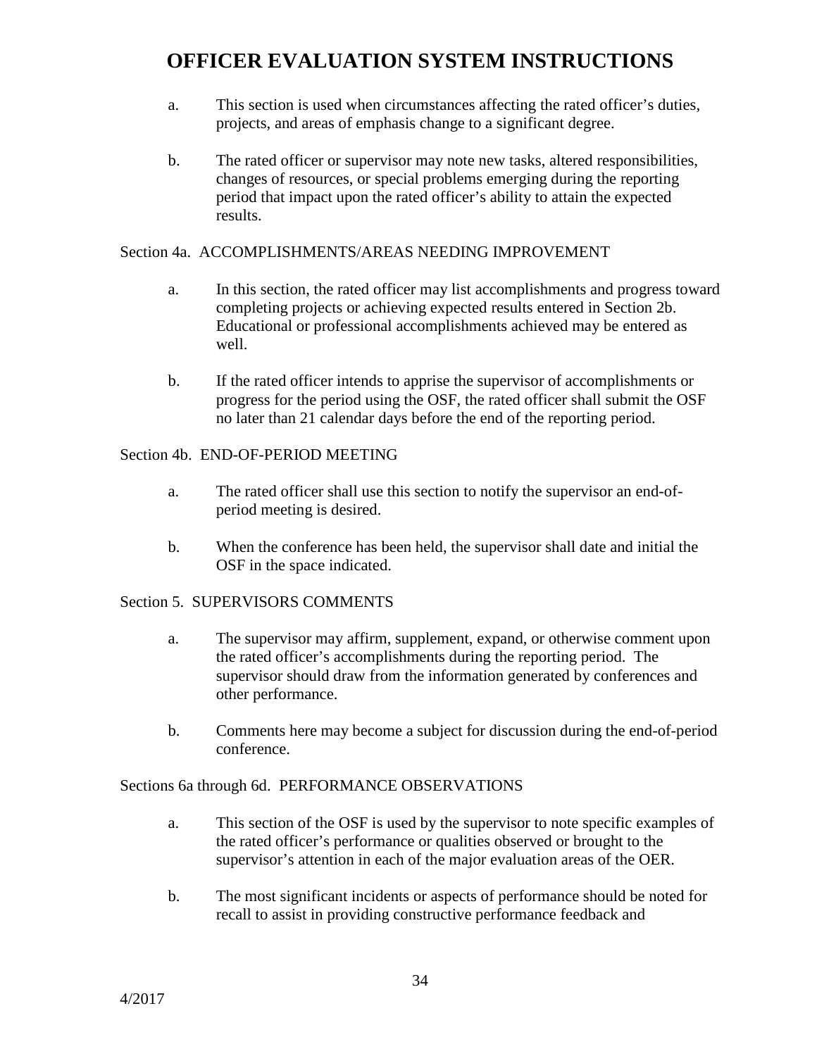a. This section is used when circumstances affecting the rated officer's duties, projects, and areas of emphasis change to a significant degree.

b. The rated officer or supervisor may note new tasks, altered responsibilities, changes of resources, or special problems emerging during the reporting period that impact upon the rated officer's ability to attain the expected results.

Section 4a. ACCOMPLISHMENTS/AREAS NEEDING IMPROVEMENT

a. In this section, the rated officer may list accomplishments and progress toward completing projects or achieving expected results entered in Section 2b. Educational or professional accomplishments achieved may be entered as well.

b. If the rated officer intends to apprise the supervisor of accomplishments or progress for the period using the OSF, the rated officer shall submit the OSF no later than 21 calendar days before the end of the reporting period.

Section 4b. END-OF-PERIOD MEETING

a. The rated officer shall use this section to notify the supervisor an end-of-period meeting is desired.

b. When the conference has been held, the supervisor shall date and initial the OSF in the space indicated.

Section 5. SUPERVISORS COMMENTS

a. The supervisor may affirm, supplement, expand, or otherwise comment upon the rated officer's accomplishments during the reporting period. The supervisor should draw from the information generated by conferences and other performance.

b. Comments here may become a subject for discussion during the end-of-period conference.

Sections 6a through 6d. PERFORMANCE OBSERVATIONS

a. This section of the OSF is used by the supervisor to note specific examples of the rated officer's performance or qualities observed or brought to the supervisor's attention in each of the major evaluation areas of the OER.

b. The most significant incidents or aspects of performance should be noted for recall to assist in providing constructive performance feedback and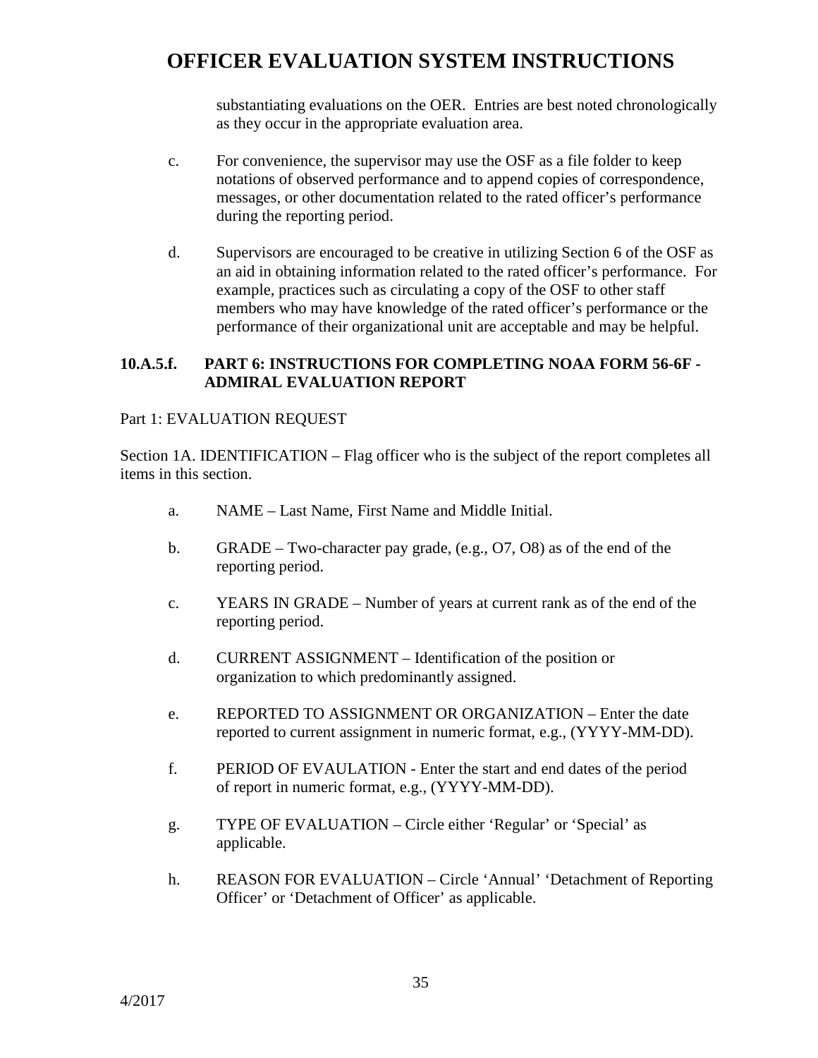substantiating evaluations on the OER. Entries are best noted chronologically as they occur in the appropriate evaluation area.

c. For convenience, the supervisor may use the OSF as a file folder to keep notations of observed performance and to append copies of correspondence, messages, or other documentation related to the rated officer's performance during the reporting period.

d. Supervisors are encouraged to be creative in utilizing Section 6 of the OSF as an aid in obtaining information related to the rated officer's performance. For example, practices such as circulating a copy of the OSF to other staff members who may have knowledge of the rated officer's performance or the performance of their organizational unit are acceptable and may be helpful.

**10.A.5.f. PART 6: INSTRUCTIONS FOR COMPLETING NOAA FORM 56-6F - ADMIRAL EVALUATION REPORT**

Part 1: EVALUATION REQUEST

Section 1A. IDENTIFICATION – Flag officer who is the subject of the report completes all items in this section.

a. NAME – Last Name, First Name and Middle Initial.

b. GRADE – Two-character pay grade, (e.g., O7, O8) as of the end of the reporting period.

c. YEARS IN GRADE – Number of years at current rank as of the end of the reporting period.

d. CURRENT ASSIGNMENT – Identification of the position or organization to which predominantly assigned.

e. REPORTED TO ASSIGNMENT OR ORGANIZATION – Enter the date reported to current assignment in numeric format, e.g., (YYYY-MM-DD).

f. PERIOD OF EVAULATION - Enter the start and end dates of the period of report in numeric format, e.g., (YYYY-MM-DD).

g. TYPE OF EVALUATION – Circle either 'Regular' or 'Special' as applicable.

h. REASON FOR EVALUATION – Circle 'Annual' 'Detachment of Reporting Officer' or 'Detachment of Officer' as applicable.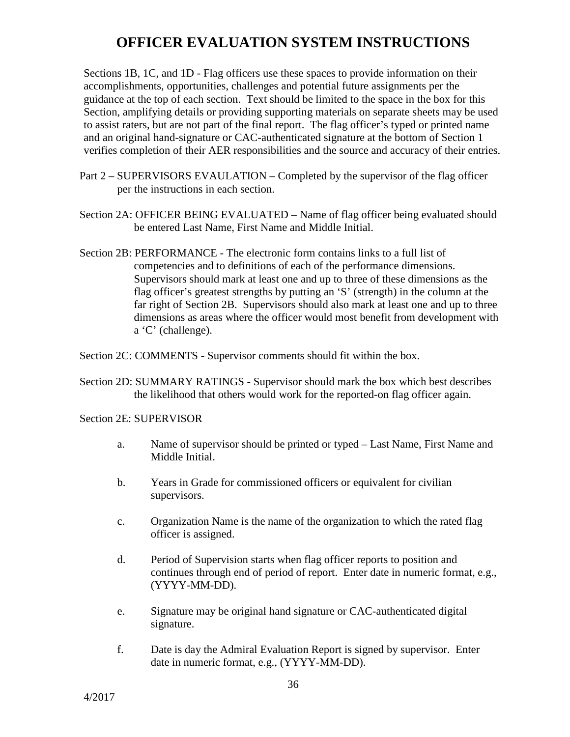# OFFICER EVALUATION SYSTEM INSTRUCTIONS

Sections 1B, 1C, and 1D - Flag officers use these spaces to provide information on their accomplishments, opportunities, challenges and potential future assignments per the guidance at the top of each section. Text should be limited to the space in the box for this Section, amplifying details or providing supporting materials on separate sheets may be used to assist raters, but are not part of the final report. The flag officer's typed or printed name and an original hand-signature or CAC-authenticated signature at the bottom of Section 1 verifies completion of their AER responsibilities and the source and accuracy of their entries.

Part 2 – SUPERVISORS EVALUATION – Completed by the supervisor of the flag officer per the instructions in each section.

Section 2A: OFFICER BEING EVALUATED – Name of flag officer being evaluated should be entered Last Name, First Name and Middle Initial.

Section 2B: PERFORMANCE - The electronic form contains links to a full list of competencies and to definitions of each of the performance dimensions. Supervisors should mark at least one and up to three of these dimensions as the flag officer's greatest strengths by putting an 'S' (strength) in the column at the far right of Section 2B. Supervisors should also mark at least one and up to three dimensions as areas where the officer would most benefit from development with a 'C' (challenge).

Section 2C: COMMENTS - Supervisor comments should fit within the box.

Section 2D: SUMMARY RATINGS - Supervisor should mark the box which best describes the likelihood that others would work for the reported-on flag officer again.

Section 2E: SUPERVISOR

a. Name of supervisor should be printed or typed – Last Name, First Name and Middle Initial.

b. Years in Grade for commissioned officers or equivalent for civilian supervisors.

c. Organization Name is the name of the organization to which the rated flag officer is assigned.

d. Period of Supervision starts when flag officer reports to position and continues through end of period of report. Enter date in numeric format, e.g., (YYYY-MM-DD).

e. Signature may be original hand signature or CAC-authenticated digital signature.

f. Date is day the Admiral Evaluation Report is signed by supervisor. Enter date in numeric format, e.g., (YYYY-MM-DD).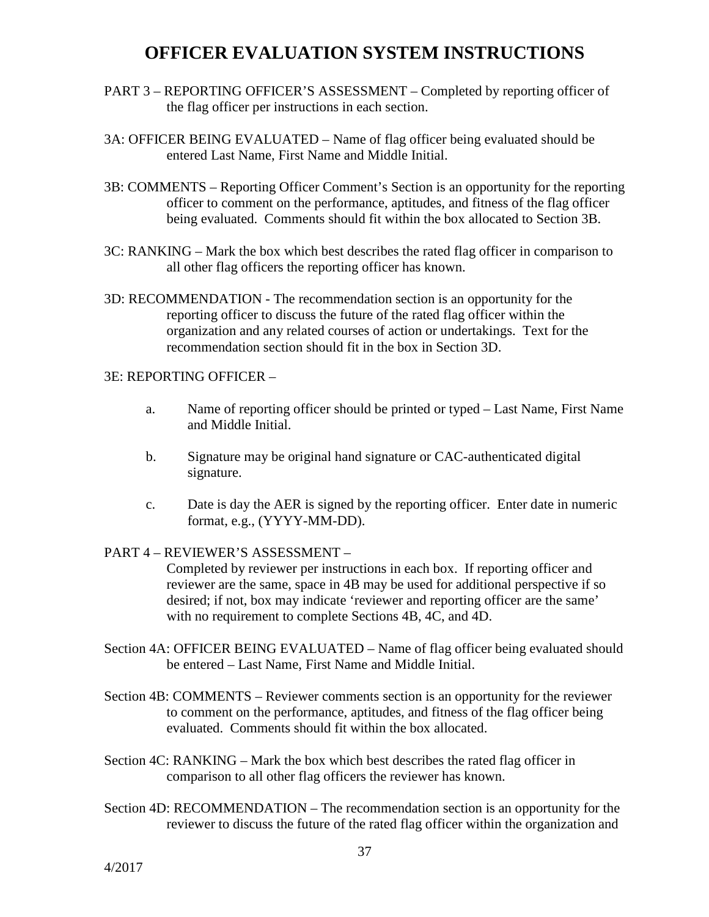# OFFICER EVALUATION SYSTEM INSTRUCTIONS

PART 3 – REPORTING OFFICER'S ASSESSMENT – Completed by reporting officer of the flag officer per instructions in each section.

3A: OFFICER BEING EVALUATED – Name of flag officer being evaluated should be entered Last Name, First Name and Middle Initial.

3B: COMMENTS – Reporting Officer Comment's Section is an opportunity for the reporting officer to comment on the performance, aptitudes, and fitness of the flag officer being evaluated. Comments should fit within the box allocated to Section 3B.

3C: RANKING – Mark the box which best describes the rated flag officer in comparison to all other flag officers the reporting officer has known.

3D: RECOMMENDATION - The recommendation section is an opportunity for the reporting officer to discuss the future of the rated flag officer within the organization and any related courses of action or undertakings. Text for the recommendation section should fit in the box in Section 3D.

3E: REPORTING OFFICER –

a. Name of reporting officer should be printed or typed – Last Name, First Name and Middle Initial.

b. Signature may be original hand signature or CAC-authenticated digital signature.

c. Date is day the AER is signed by the reporting officer. Enter date in numeric format, e.g., (YYYY-MM-DD).

PART 4 – REVIEWER'S ASSESSMENT –
Completed by reviewer per instructions in each box. If reporting officer and reviewer are the same, space in 4B may be used for additional perspective if so desired; if not, box may indicate 'reviewer and reporting officer are the same' with no requirement to complete Sections 4B, 4C, and 4D.

Section 4A: OFFICER BEING EVALUATED – Name of flag officer being evaluated should be entered – Last Name, First Name and Middle Initial.

Section 4B: COMMENTS – Reviewer comments section is an opportunity for the reviewer to comment on the performance, aptitudes, and fitness of the flag officer being evaluated. Comments should fit within the box allocated.

Section 4C: RANKING – Mark the box which best describes the rated flag officer in comparison to all other flag officers the reviewer has known.

Section 4D: RECOMMENDATION – The recommendation section is an opportunity for the reviewer to discuss the future of the rated flag officer within the organization and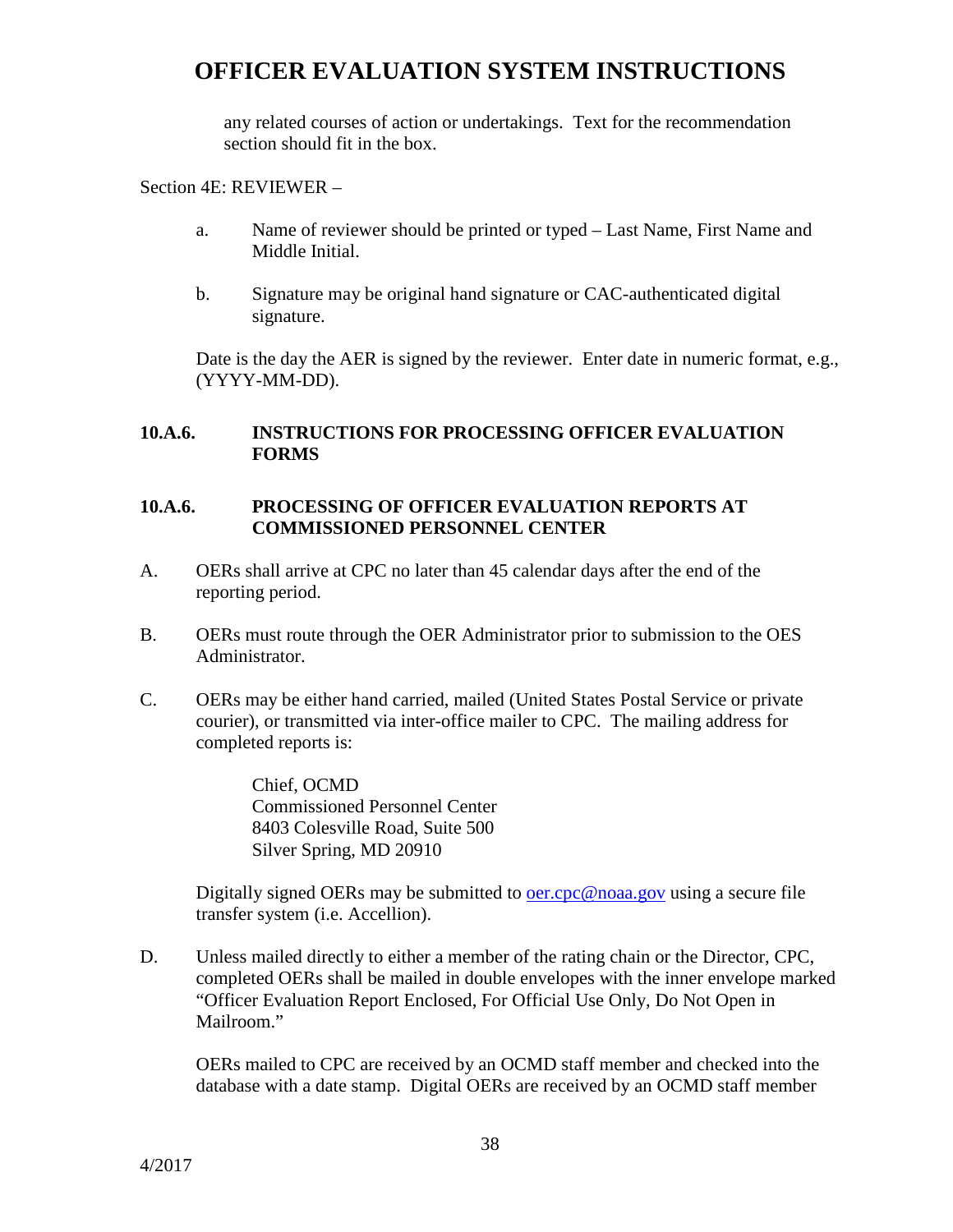any related courses of action or undertakings. Text for the recommendation section should fit in the box.

Section 4E: REVIEWER –

a. Name of reviewer should be printed or typed – Last Name, First Name and Middle Initial.

b. Signature may be original hand signature or CAC-authenticated digital signature.

Date is the day the AER is signed by the reviewer. Enter date in numeric format, e.g., (YYYY-MM-DD).

**10.A.6. INSTRUCTIONS FOR PROCESSING OFFICER EVALUATION FORMS**

**10.A.6. PROCESSING OF OFFICER EVALUATION REPORTS AT COMMISSIONED PERSONNEL CENTER**

A. OERs shall arrive at CPC no later than 45 calendar days after the end of the reporting period.

B. OERs must route through the OER Administrator prior to submission to the OES Administrator.

C. OERs may be either hand carried, mailed (United States Postal Service or private courier), or transmitted via inter-office mailer to CPC. The mailing address for completed reports is:

Chief, OCMD
Commissioned Personnel Center
8403 Colesville Road, Suite 500
Silver Spring, MD 20910

Digitally signed OERs may be submitted to oer.cpc@noaa.gov using a secure file transfer system (i.e. Accellion).

D. Unless mailed directly to either a member of the rating chain or the Director, CPC, completed OERs shall be mailed in double envelopes with the inner envelope marked "Officer Evaluation Report Enclosed, For Official Use Only, Do Not Open in Mailroom."

OERs mailed to CPC are received by an OCMD staff member and checked into the database with a date stamp. Digital OERs are received by an OCMD staff member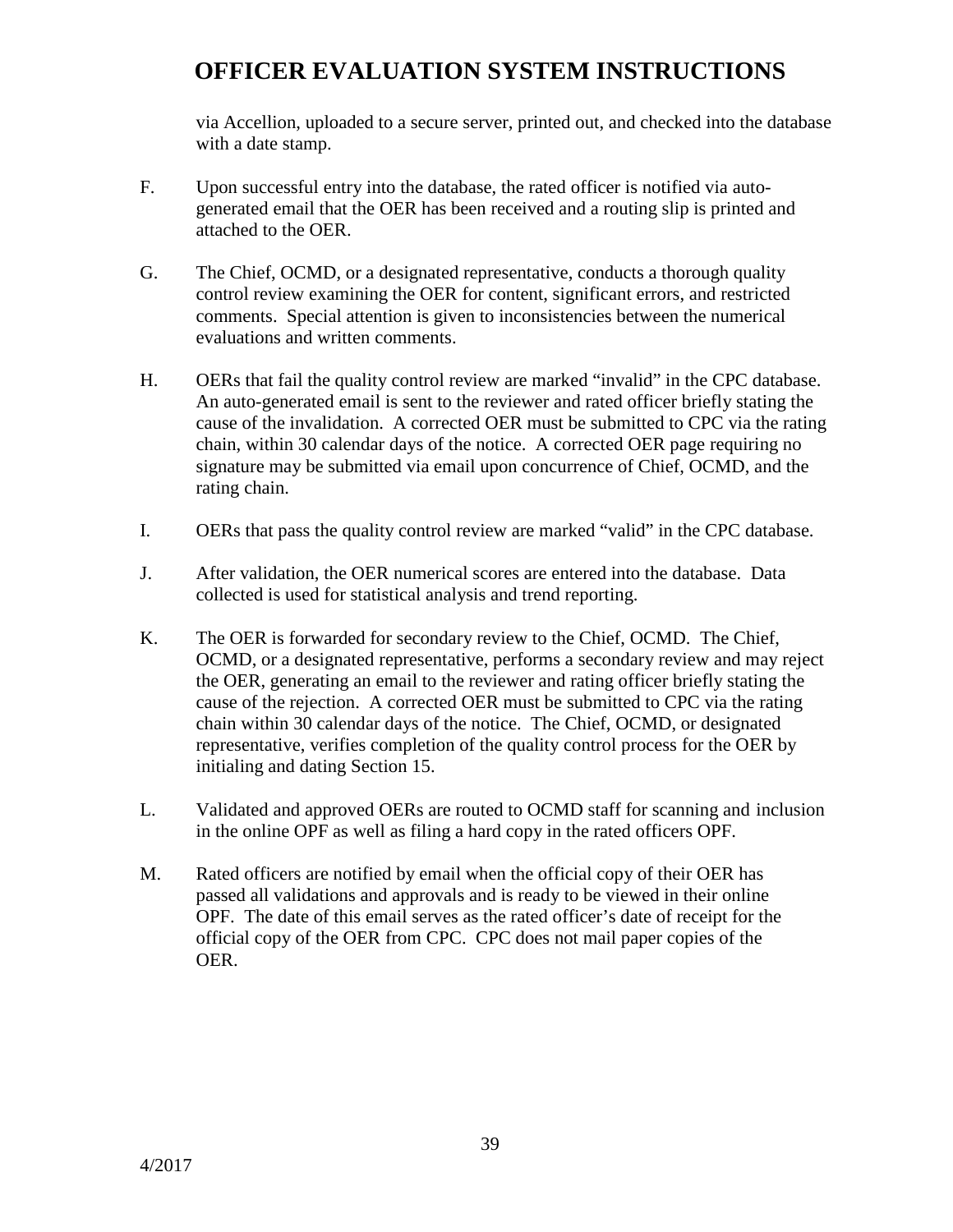via Accellion, uploaded to a secure server, printed out, and checked into the database with a date stamp.

F. Upon successful entry into the database, the rated officer is notified via auto-generated email that the OER has been received and a routing slip is printed and attached to the OER.

G. The Chief, OCMD, or a designated representative, conducts a thorough quality control review examining the OER for content, significant errors, and restricted comments. Special attention is given to inconsistencies between the numerical evaluations and written comments.

H. OERs that fail the quality control review are marked "invalid" in the CPC database. An auto-generated email is sent to the reviewer and rated officer briefly stating the cause of the invalidation. A corrected OER must be submitted to CPC via the rating chain, within 30 calendar days of the notice. A corrected OER page requiring no signature may be submitted via email upon concurrence of Chief, OCMD, and the rating chain.

I. OERs that pass the quality control review are marked "valid" in the CPC database.

J. After validation, the OER numerical scores are entered into the database. Data collected is used for statistical analysis and trend reporting.

K. The OER is forwarded for secondary review to the Chief, OCMD. The Chief, OCMD, or a designated representative, performs a secondary review and may reject the OER, generating an email to the reviewer and rating officer briefly stating the cause of the rejection. A corrected OER must be submitted to CPC via the rating chain within 30 calendar days of the notice. The Chief, OCMD, or designated representative, verifies completion of the quality control process for the OER by initialing and dating Section 15.

L. Validated and approved OERs are routed to OCMD staff for scanning and inclusion in the online OPF as well as filing a hard copy in the rated officers OPF.

M. Rated officers are notified by email when the official copy of their OER has passed all validations and approvals and is ready to be viewed in their online OPF. The date of this email serves as the rated officer's date of receipt for the official copy of the OER from CPC. CPC does not mail paper copies of the OER.